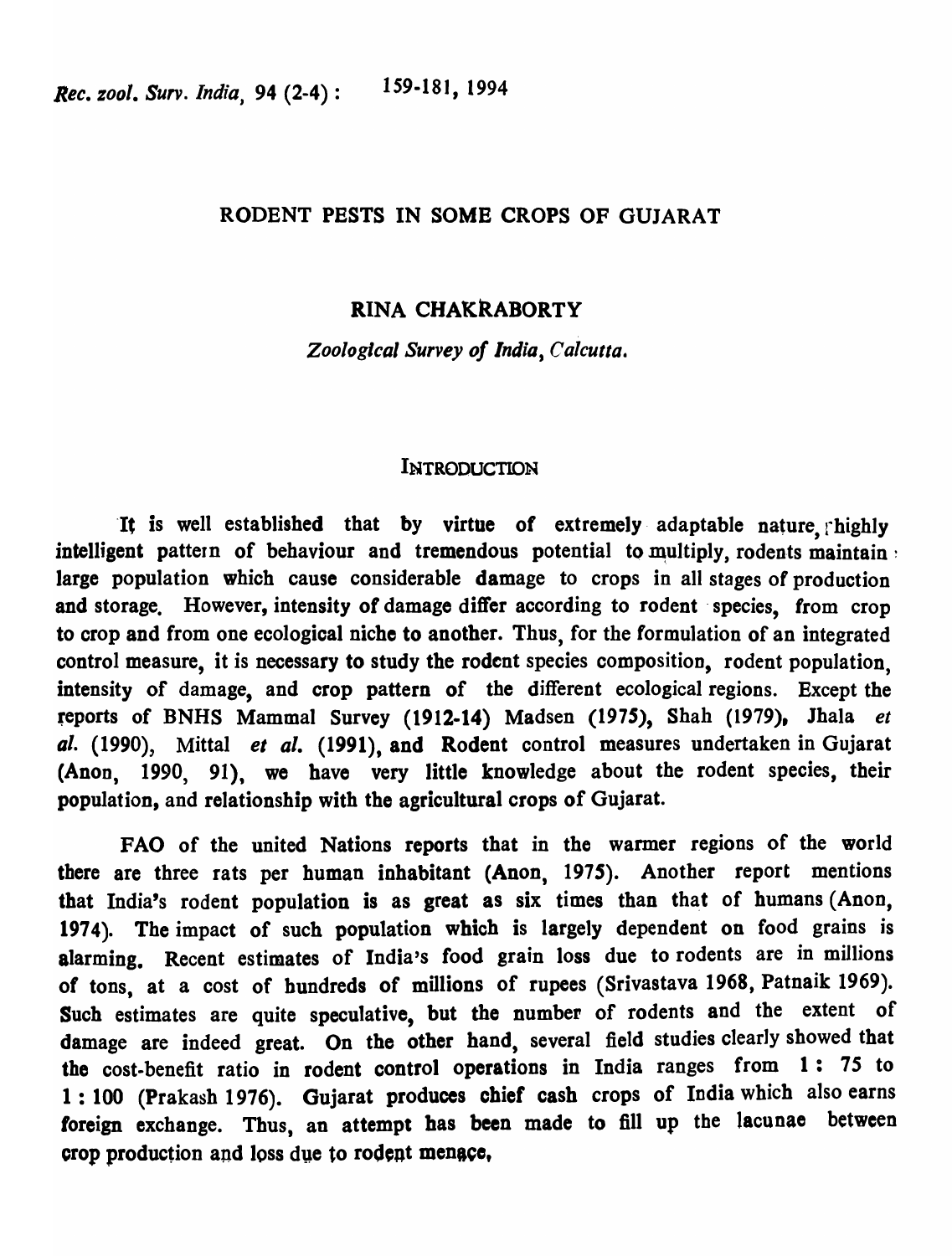# RODENT PESTS IN SOME CROPS OF GUJARAT

## RINA CHAKRABORTY

*Zoological Survey of India, Calcutta.*

## INTRODUCTION

It is well established that by virtue of extremely adaptable nature, highly intelligent pattern of behaviour and tremendous potential to multiply, rodents maintain large population which cause considerable damage to crops in all stages of production and storage. However, intensity of damage differ according to rodent species, from crop to crop and from one ecological niche to another. Thus, for the formulation of an integrated control measure, it is necessary to study the rodent species composition, rodent population, intensity of damage, and crop pattern of the different ecological regions. Except the reports of BNHS Mammal Survey (1912-14) Madsen (1975), Shah (1979), Jhala *et al.* (1990), Mittal *et al.* (1991), and Rodent control measures undertaken in Gujarat (Anon, 1990, 91), we have very little knowledge about the rodent species, their population, and relationship with the agricultural crops of Gujarat.

FAO of the united Nations reports that in the warmer regions of the world there are three rats per human inhabitant (Anon, 1975). Another report mentions that India's rodent population is as great as six times than that of humans (Anon, 1974). The impact of such population which is largely dependent on food grains is alarming. Recent estimates of India's food grain loss due to rodents are in millions of tons, at a cost of hundreds of millions of rupees (Srivastava 1968, Patnaik 1969). Such estimates are quite speculative, but the number of rodents and the extent of damage are indeed great. On the other hand, several field studies clearly showed that the cost-benefit ratio in rodent control operations in India ranges from 1 : 75 to 1 : 100 (Prakash 1976). Gujarat produces chief cash crops of India which also earns foreign exchange. Thus, an attempt has been made to fill up the lacunae between crop production and loss due to rodent menace,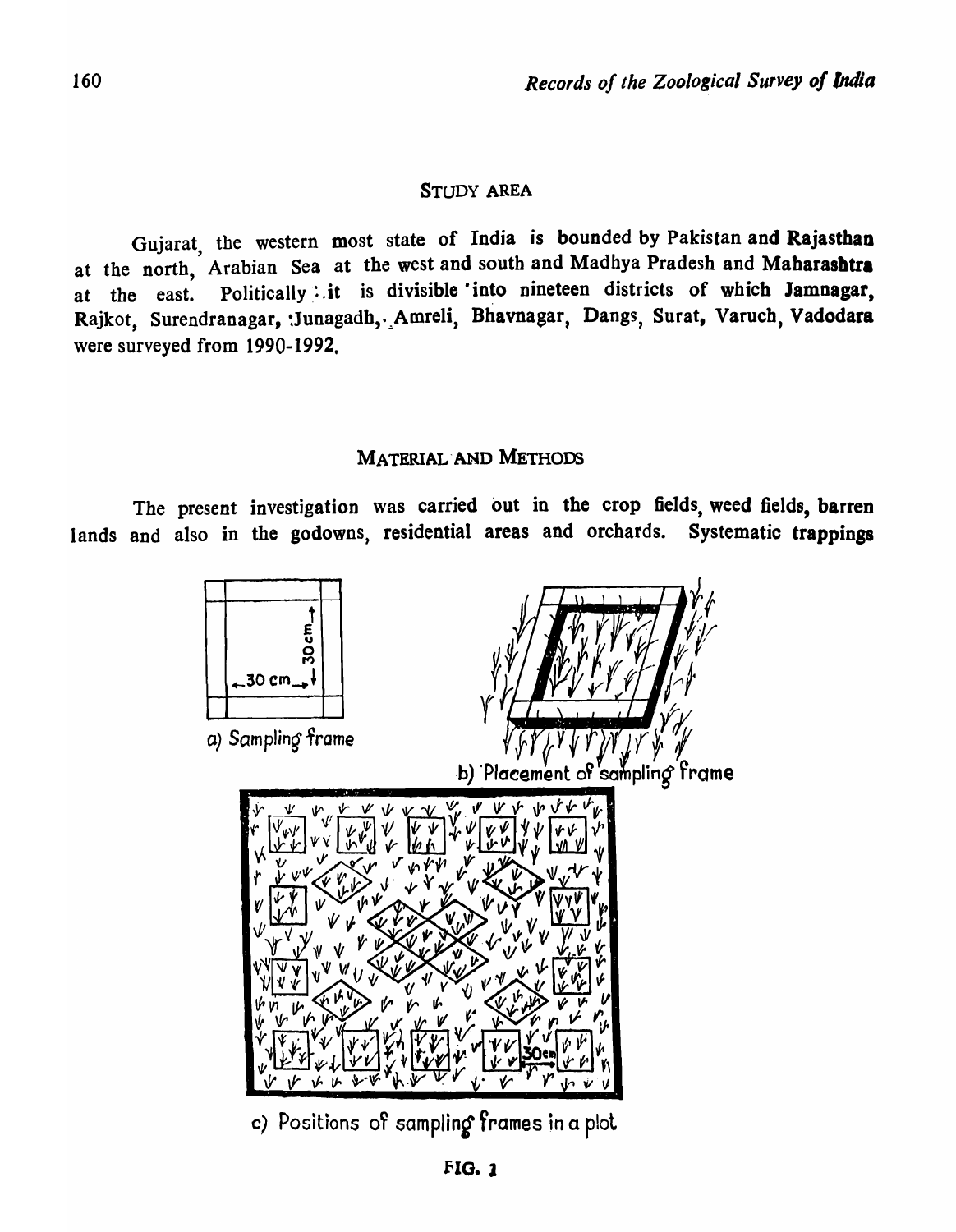## STUDY AREA

Gujarat, the western most state of India is bounded by Pakistan and **Rajasthan** at the north, Arabian Sea at the west and south and Madhya Pradesh and **Maharashtra** at the east. Politically it is divisible into nineteen districts of which **Jamnagar,** Rajkot, Surendranagar, Junagadh, Amreli, Bhavnagar, Dangs, Surat, Varuch, **Vadodara** were surveyed from 1990-1992.

## MATERIAL AND METHODS

The present investigation was carried out in the crop fields, weed fields, **barren** lands and also in the godowns, residential areas and orchards. Systematic **trappings**

a) Sampling frame

b) Placement of sampling frame

c) Positions of sampling frames in a plot

FIG. 1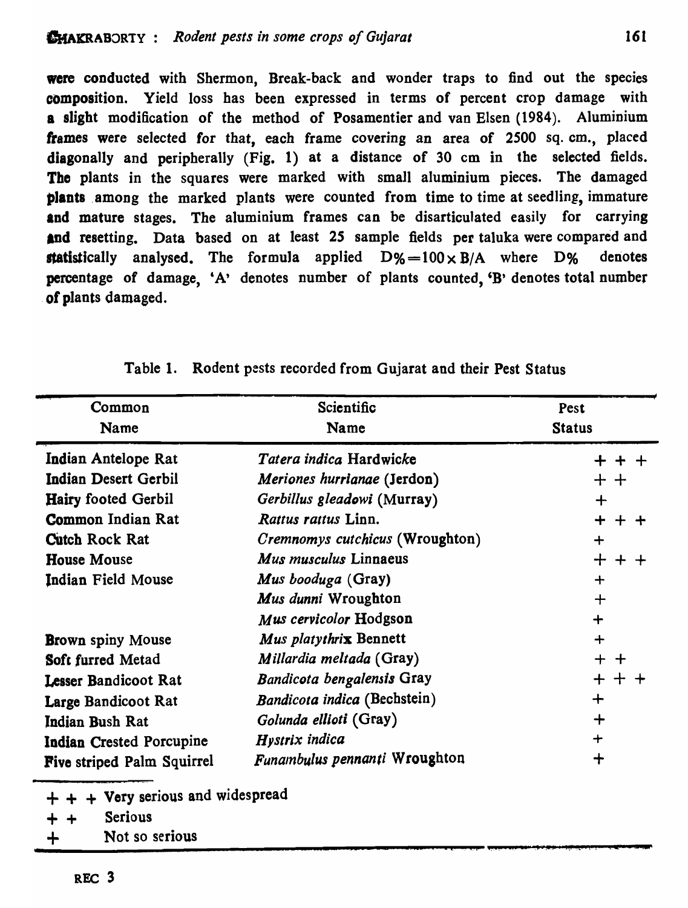were conducted with Shermon, Break-back and wonder traps to find out the species composition. Yield loss has been expressed in terms of percent crop damage with a slight modification of the method of Posamentier and van Elsen (1984). Aluminium frames were selected for that, each frame covering an area of 2500 sq. cm., placed diagonally and peripherally (Fig. 1) at a distance of 30 cm in the selected fields. The plants in the squares were marked with small aluminium pieces. The damaged plants among the marked plants were counted from time to time at seedling, immature and mature stages. The aluminium frames can be disarticulated easily for carrying and resetting. Data based on at least 25 sample fields per taluka were compared and statistically analysed. The formula applied $D\% = 100 \times B/A$ where D% denotes percentage of damage, 'A' denotes number of plants counted, 'B' denotes total number of plants damaged.

Table 1. Rodent pests recorded from Gujarat and their Pest Status

| Common Name | Scientific Name | Pest Status |
|---|---|---|
| Indian Antelope Rat | *Tatera indica* Hardwicke | + + + |
| Indian Desert Gerbil | *Meriones hurrianae* (Jerdon) | + + |
| Hairy footed Gerbil | *Gerbillus gleadowi* (Murray) | + |
| Common Indian Rat | *Rattus rattus* Linn. | + + + |
| Cutch Rock Rat | *Cremnomys cutchicus* (Wroughton) | + |
| House Mouse | *Mus musculus* Linnaeus | + + + |
| Indian Field Mouse | *Mus booduga* (Gray) | + |
| | *Mus dunni* Wroughton | + |
| | *Mus cervicolor* Hodgson | + |
| Brown spiny Mouse | *Mus platythrix* Bennett | + |
| Soft furred Metad | *Millardia meltada* (Gray) | + + |
| Lesser Bandicoot Rat | *Bandicota bengalensis* Gray | + + + |
| Large Bandicoot Rat | *Bandicota indica* (Bechstein) | + |
| Indian Bush Rat | *Golunda ellioti* (Gray) | + |
| Indian Crested Porcupine | *Hystrix indica* | + |
| Five striped Palm Squirrel | *Funambulus pennanti* Wroughton | + |

+ + + Very serious and widespread
+ + Serious
+ Not so serious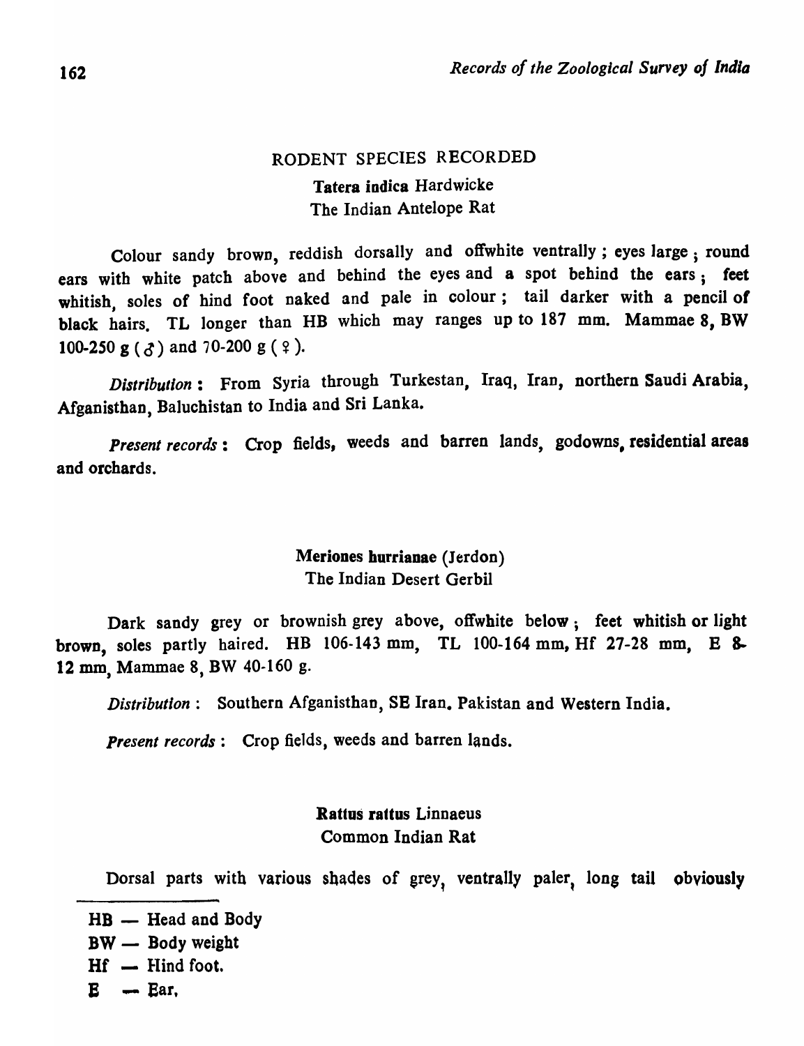## RODENT SPECIES RECORDED

### **Tatera indica** Hardwicke

The Indian Antelope Rat

Colour sandy brown, reddish dorsally and offwhite ventrally ; eyes large ; round ears with white patch above and behind the eyes and a spot behind the ears ; feet whitish, soles of hind foot naked and pale in colour ; tail darker with a pencil of black hairs. TL longer than HB which may ranges up to 187 mm. Mammae 8, BW 100-250 g (♂) and 70-200 g (♀).

*Distribution* : From Syria through Turkestan, Iraq, Iran, northern Saudi Arabia, Afganisthan, Baluchistan to India and Sri Lanka.

*Present records* : Crop fields, weeds and barren lands, godowns, residential areas and orchards.

### **Meriones hurrianae** (Jerdon)

The Indian Desert Gerbil

Dark sandy grey or brownish grey above, offwhite below ; feet whitish or light brown, soles partly haired. HB 106-143 mm, TL 100-164 mm, Hf 27-28 mm, E 8-12 mm, Mammae 8, BW 40-160 g.

*Distribution* : Southern Afganisthan, SE Iran. Pakistan and Western India.

*Present records* : Crop fields, weeds and barren lands.

### **Rattus rattus** Linnaeus

Common Indian Rat

Dorsal parts with various shades of grey, ventrally paler, long tail obviously

---

HB — Head and Body

BW — Body weight

Hf — Hind foot.

E — Ear,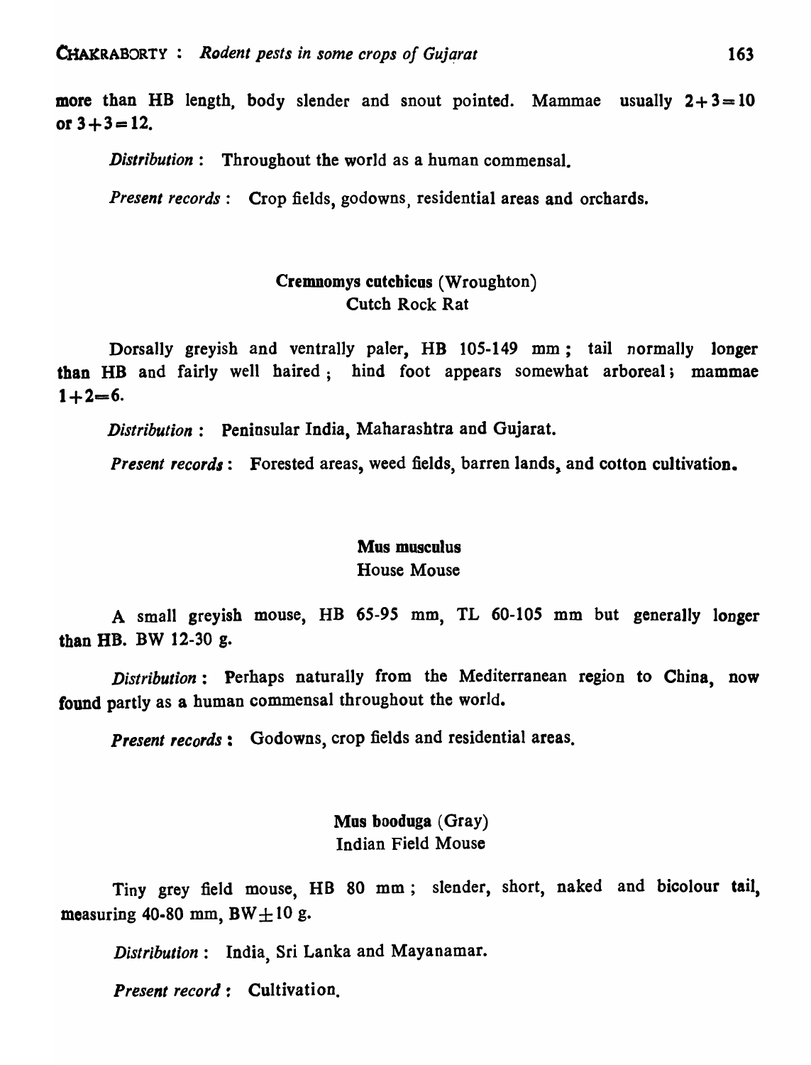more than HB length, body slender and snout pointed. Mammae usually $2+3=10$ or $3+3=12$.

*Distribution* : Throughout the world as a human commensal.

*Present records* : Crop fields, godowns, residential areas and orchards.

### **Cremnomys cutchicus** (Wroughton)
Cutch Rock Rat

Dorsally greyish and ventrally paler, HB 105-149 mm ; tail normally longer than HB and fairly well haired ; hind foot appears somewhat arboreal ; mammae $1+2=6$.

*Distribution* : Peninsular India, Maharashtra and Gujarat.

*Present records* : Forested areas, weed fields, barren lands, and cotton cultivation.

### **Mus musculus**
House Mouse

A small greyish mouse, HB 65-95 mm, TL 60-105 mm but generally longer than HB. BW 12-30 g.

*Distribution* : Perhaps naturally from the Mediterranean region to China, now found partly as a human commensal throughout the world.

*Present records* : Godowns, crop fields and residential areas.

### **Mus booduga** (Gray)
Indian Field Mouse

Tiny grey field mouse, HB 80 mm ; slender, short, naked and bicolour tail, measuring 40-80 mm, BW $\pm$ 10 g.

*Distribution* : India, Sri Lanka and Mayanamar.

*Present record* : Cultivation.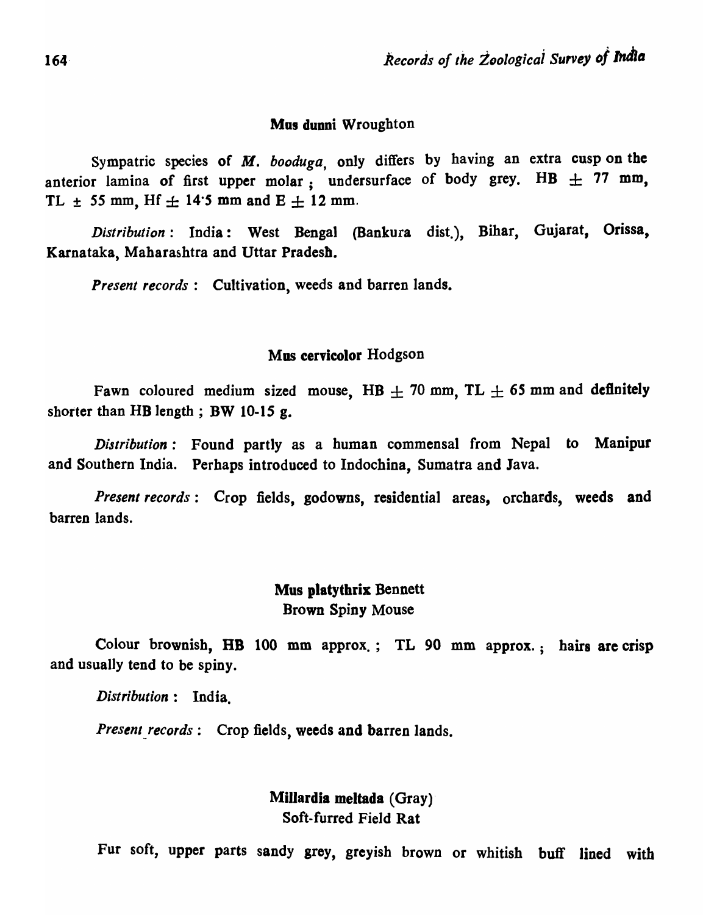### Mus dunni Wroughton

Sympatric species of *M. booduga*, only differs by having an extra cusp on the anterior lamina of first upper molar ; undersurface of body grey. HB $\pm$ 77 mm, TL $\pm$ 55 mm, Hf $\pm$ 14·5 mm and E $\pm$ 12 mm.

*Distribution* : India : West Bengal (Bankura dist.), Bihar, Gujarat, Orissa, Karnataka, Maharashtra and Uttar Pradesh.

*Present records* : Cultivation, weeds and barren lands.

### Mus cervicolor Hodgson

Fawn coloured medium sized mouse, HB $\pm$ 70 mm, TL $\pm$ 65 mm and definitely shorter than HB length ; BW 10-15 g.

*Distribution* : Found partly as a human commensal from Nepal to Manipur and Southern India. Perhaps introduced to Indochina, Sumatra and Java.

*Present records* : Crop fields, godowns, residential areas, orchards, weeds and barren lands.

### Mus platythrix Bennett
Brown Spiny Mouse

Colour brownish, HB 100 mm approx. ; TL 90 mm approx. ; hairs are crisp and usually tend to be spiny.

*Distribution* : India.

*Present records* : Crop fields, weeds and barren lands.

### Millardia meltada (Gray)
Soft-furred Field Rat

Fur soft, upper parts sandy grey, greyish brown or whitish buff lined with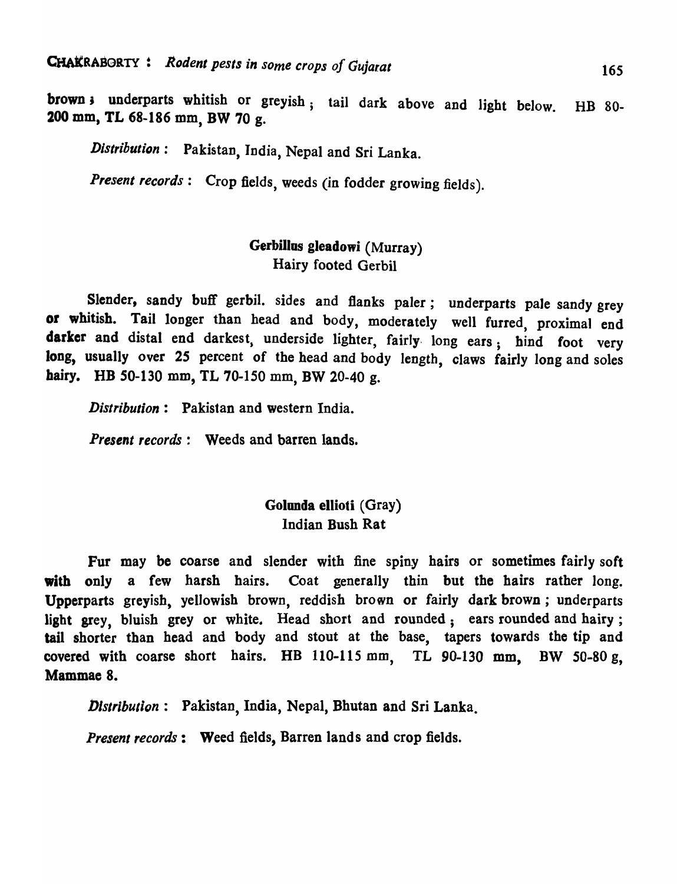brown ; underparts whitish or greyish ; tail dark above and light below. HB 80-200 mm, TL 68-186 mm, BW 70 g.

*Distribution* : Pakistan, India, Nepal and Sri Lanka.

*Present records* : Crop fields, weeds (in fodder growing fields).

### **Gerbillus gleadowi** (Murray)
Hairy footed Gerbil

Slender, sandy buff gerbil. sides and flanks paler ; underparts pale sandy grey or whitish. Tail longer than head and body, moderately well furred, proximal end darker and distal end darkest, underside lighter, fairly long ears ; hind foot very long, usually over 25 percent of the head and body length, claws fairly long and soles hairy. HB 50-130 mm, TL 70-150 mm, BW 20-40 g.

*Distribution* : Pakistan and western India.

*Present records* : Weeds and barren lands.

### **Golunda ellioti** (Gray)
Indian Bush Rat

Fur may be coarse and slender with fine spiny hairs or sometimes fairly soft with only a few harsh hairs. Coat generally thin but the hairs rather long. Upperparts greyish, yellowish brown, reddish brown or fairly dark brown ; underparts light grey, bluish grey or white. Head short and rounded ; ears rounded and hairy ; tail shorter than head and body and stout at the base, tapers towards the tip and covered with coarse short hairs. HB 110-115 mm, TL 90-130 mm, BW 50-80 g, Mammae 8.

*Distribution* : Pakistan, India, Nepal, Bhutan and Sri Lanka.

*Present records* : Weed fields, Barren lands and crop fields.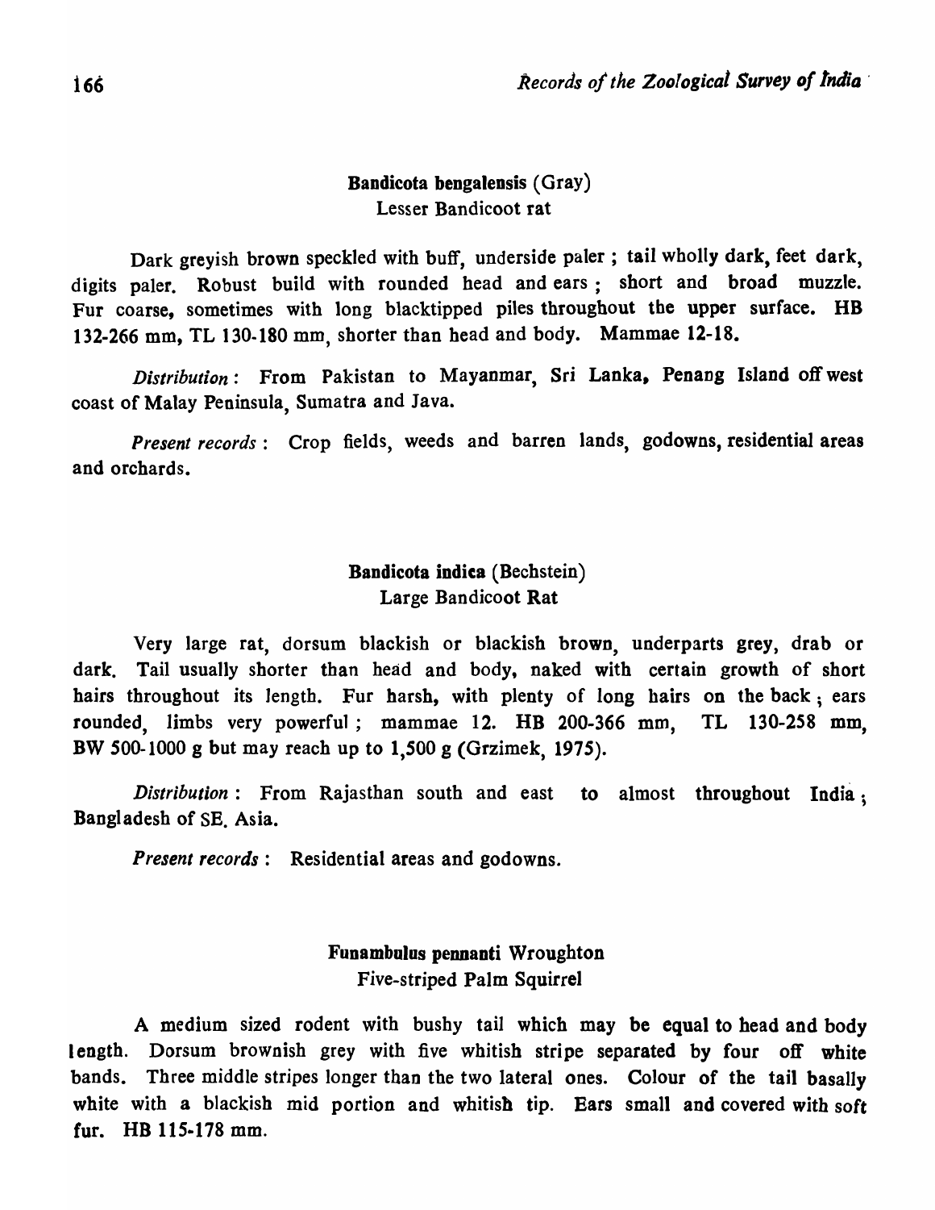### **Bandicota bengalensis** (Gray)
Lesser Bandicoot rat

Dark greyish brown speckled with buff, underside paler ; tail wholly dark, feet dark, digits paler. Robust build with rounded head and ears ; short and broad muzzle. Fur coarse, sometimes with long blacktipped piles throughout the upper surface. HB 132-266 mm, TL 130-180 mm, shorter than head and body. Mammae 12-18.

*Distribution* : From Pakistan to Mayanmar, Sri Lanka, Penang Island off west coast of Malay Peninsula, Sumatra and Java.

*Present records* : Crop fields, weeds and barren lands, godowns, residential areas and orchards.

### **Bandicota indica** (Bechstein)
Large Bandicoot Rat

Very large rat, dorsum blackish or blackish brown, underparts grey, drab or dark. Tail usually shorter than head and body, naked with certain growth of short hairs throughout its length. Fur harsh, with plenty of long hairs on the back ; ears rounded, limbs very powerful ; mammae 12. HB 200-366 mm, TL 130-258 mm, BW 500-1000 g but may reach up to 1,500 g (Grzimek, 1975).

*Distribution* : From Rajasthan south and east to almost throughout India ; Bangladesh of SE. Asia.

*Present records* : Residential areas and godowns.

### **Funambulus pennanti** Wroughton
Five-striped Palm Squirrel

A medium sized rodent with bushy tail which may be equal to head and body length. Dorsum brownish grey with five whitish stripe separated by four off white bands. Three middle stripes longer than the two lateral ones. Colour of the tail basally white with a blackish mid portion and whitish tip. Ears small and covered with soft fur. HB 115-178 mm.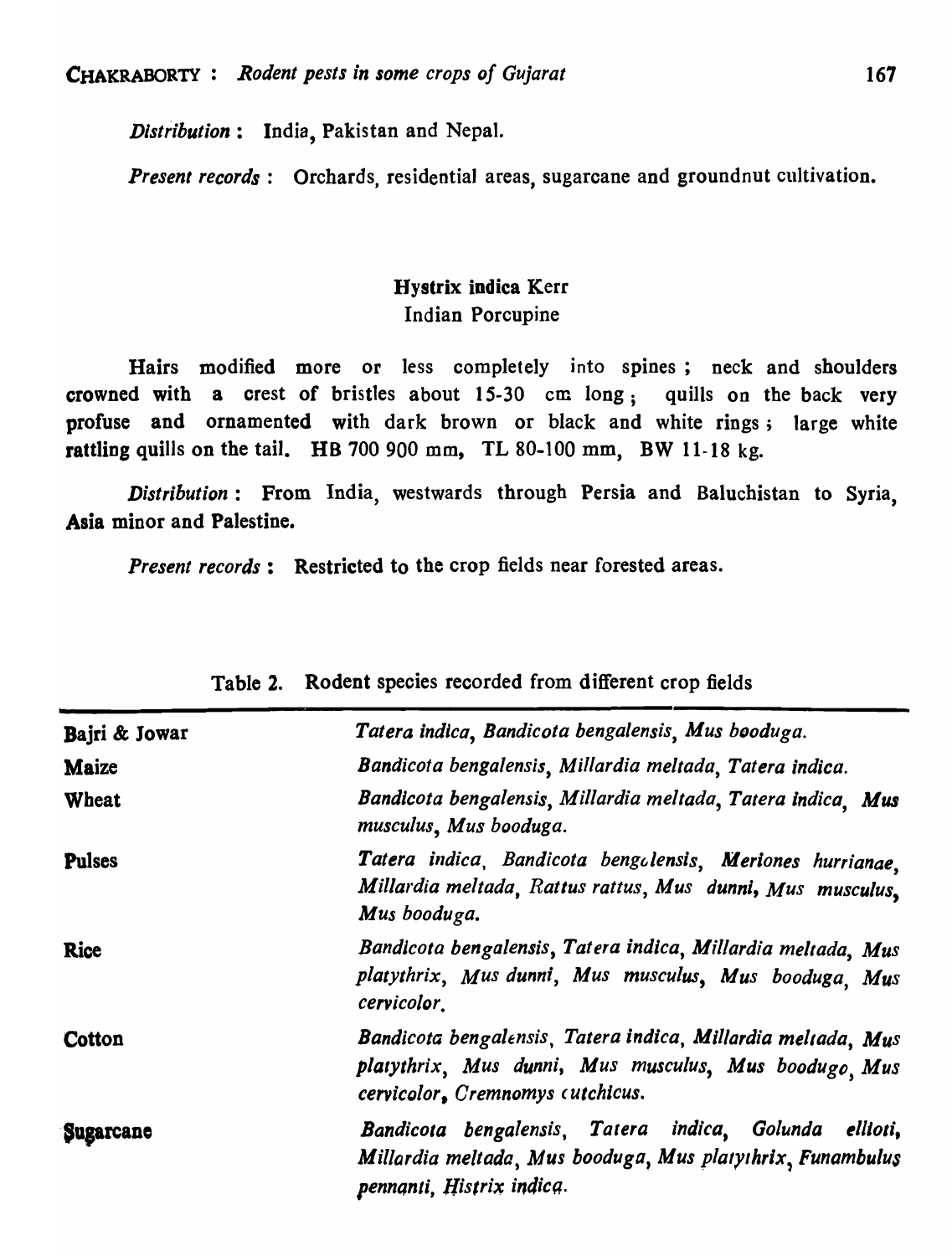*Distribution* : India, Pakistan and Nepal.

*Present records* : Orchards, residential areas, sugarcane and groundnut cultivation.

### Hystrix indica Kerr
Indian Porcupine

Hairs modified more or less completely into spines ; neck and shoulders crowned with a crest of bristles about 15-30 cm long ; quills on the back very profuse and ornamented with dark brown or black and white rings ; large white rattling quills on the tail. HB 700 900 mm, TL 80-100 mm, BW 11-18 kg.

*Distribution* : From India, westwards through Persia and Baluchistan to Syria, Asia minor and Palestine.

*Present records* : Restricted to the crop fields near forested areas.

Table 2. Rodent species recorded from different crop fields

| | |
|---|---|
| **Bajri & Jowar** | *Tatera indica, Bandicota bengalensis, Mus booduga.* |
| **Maize** | *Bandicota bengalensis, Millardia meltada, Tatera indica.* |
| **Wheat** | *Bandicota bengalensis, Millardia meltada, Tatera indica, Mus musculus, Mus booduga.* |
| **Pulses** | *Tatera indica, Bandicota bengalensis, Meriones hurrianae, Millardia meltada, Rattus rattus, Mus dunni, Mus musculus, Mus booduga.* |
| **Rice** | *Bandicota bengalensis, Tatera indica, Millardia meltada, Mus platythrix, Mus dunni, Mus musculus, Mus booduga, Mus cervicolor.* |
| **Cotton** | *Bandicota bengalensis, Tatera indica, Millardia meltada, Mus platythrix, Mus dunni, Mus musculus, Mus boodugo, Mus cervicolor, Cremnomys cutchicus.* |
| **Sugarcane** | *Bandicota bengalensis, Tatera indica, Golunda ellioti, Millardia meltada, Mus booduga, Mus platythrix, Funambulus pennanti, Histrix indica.* |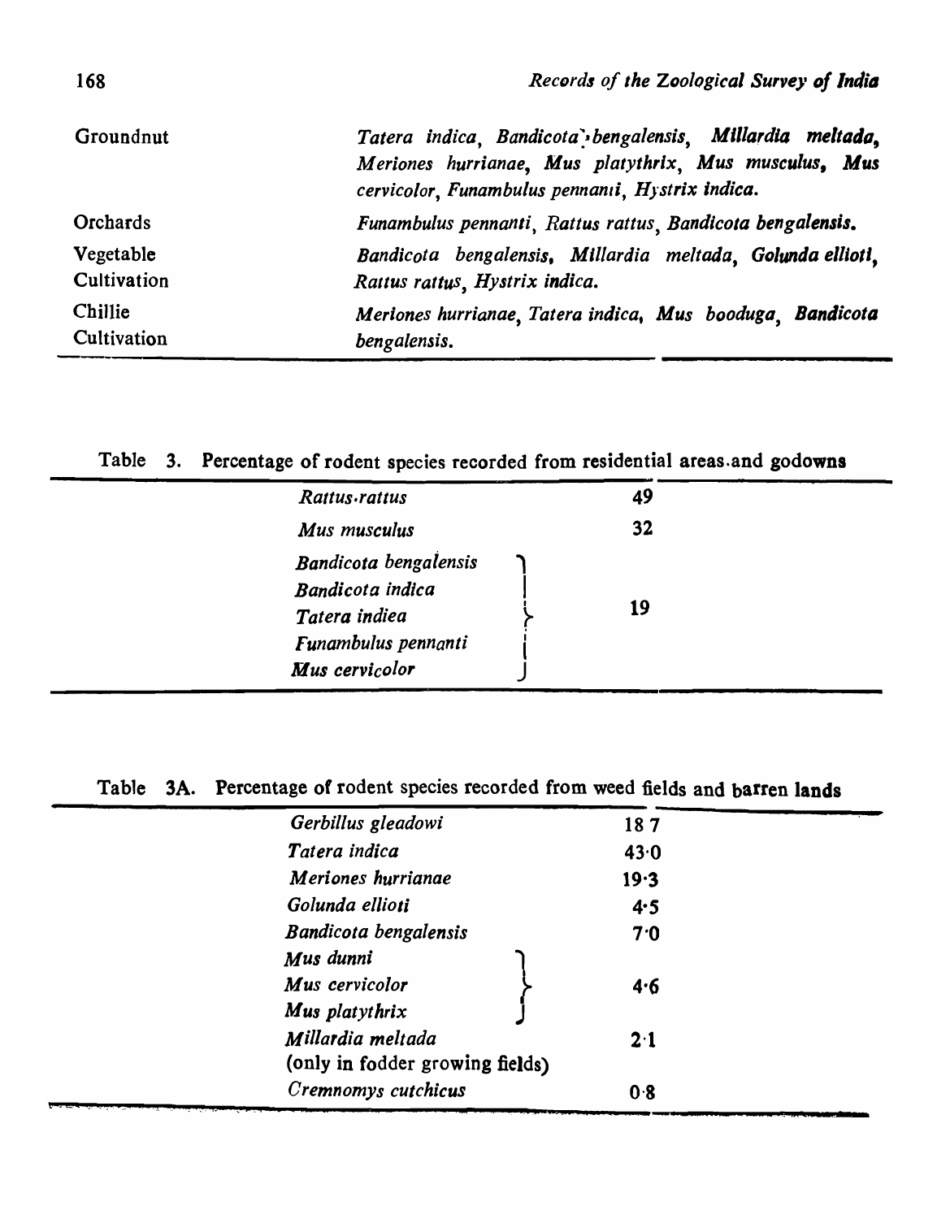| | |
|---|---|
| Groundnut | *Tatera indica, Bandicota bengalensis, Millardia meltada, Meriones hurrianae, Mus platythrix, Mus musculus, Mus cervicolor, Funambulus pennanti, Hystrix indica.* |
| Orchards | *Funambulus pennanti, Rattus rattus, Bandicota bengalensis.* |
| Vegetable Cultivation | *Bandicota bengalensis, Millardia meltada, Golunda ellioti, Rattus rattus, Hystrix indica.* |
| Chillie Cultivation | *Meriones hurrianae, Tatera indica, Mus booduga, Bandicota bengalensis.* |

Table 3. Percentage of rodent species recorded from residential areas and godowns

| Species | Percentage |
|---|---|
| *Rattus rattus* | 49 |
| *Mus musculus* | 32 |
| *Bandicota bengalensis*, *Bandicota indica*, *Tatera indiea*, *Funambulus pennanti*, *Mus cervicolor* | 19 |

Table 3A. Percentage of rodent species recorded from weed fields and barren lands

| Species | Percentage |
|---|---|
| *Gerbillus gleadowi* | 18 7 |
| *Tatera indica* | 43·0 |
| *Meriones hurrianae* | 19·3 |
| *Golunda ellioti* | 4·5 |
| *Bandicota bengalensis* | 7·0 |
| *Mus dunni*, *Mus cervicolor*, *Mus platythrix* | 4·6 |
| *Millardia meltada* (only in fodder growing fields) | 2·1 |
| *Cremnomys cutchicus* | 0·8 |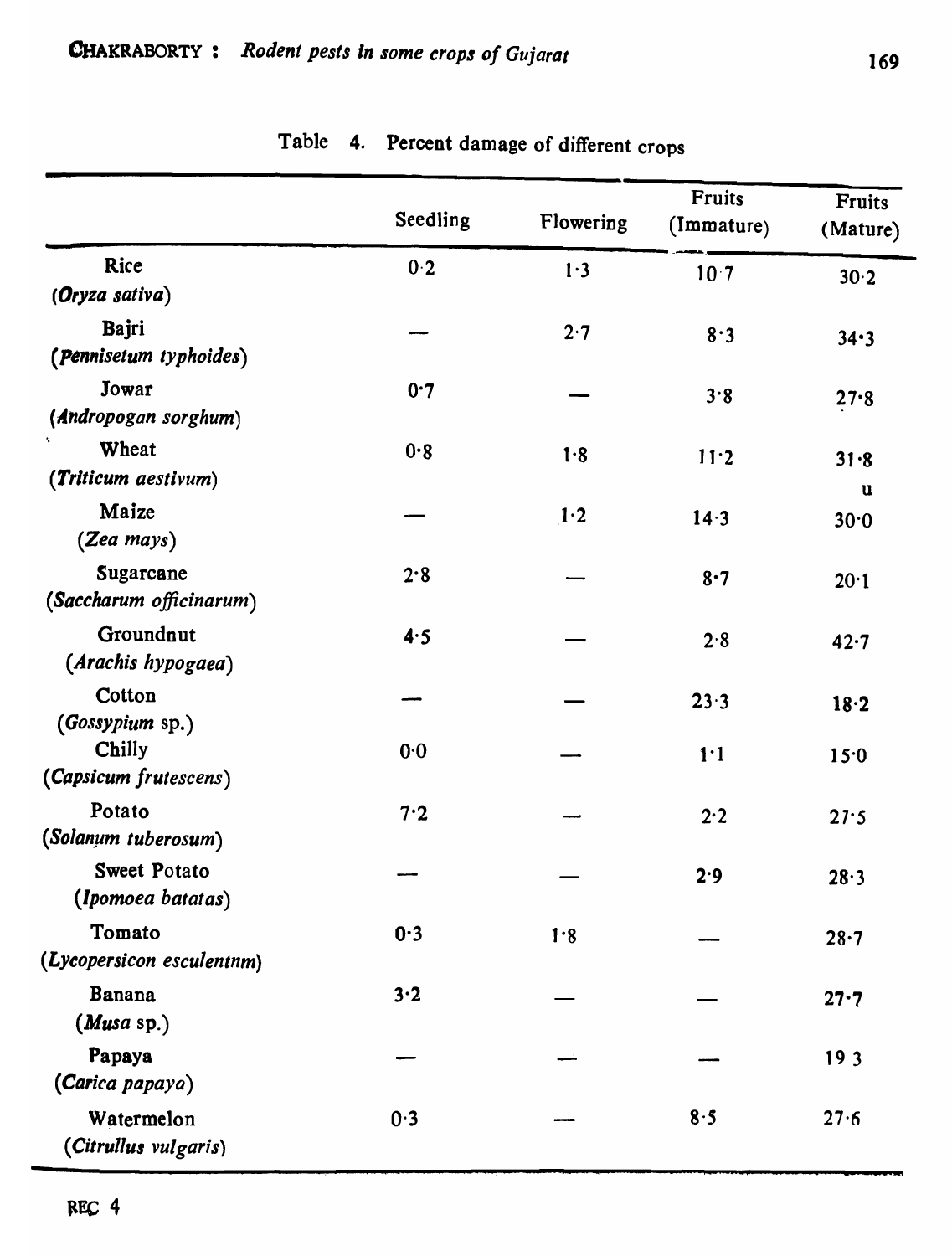Table 4. Percent damage of different crops

| | Seedling | Flowering | Fruits (Immature) | Fruits (Mature) |
|---|---|---|---|---|
| Rice (*Oryza sativa*) | 0·2 | 1·3 | 10·7 | 30·2 |
| Bajri (*Pennisetum typhoides*) | — | 2·7 | 8·3 | 34·3 |
| Jowar (*Andropogan sorghum*) | 0·7 | — | 3·8 | 27·8 |
| Wheat (*Triticum aestivum*) | 0·8 | 1·8 | 11·2 | 31·8 |
| Maize (*Zea mays*) | — | 1·2 | 14·3 | 30·0 |
| Sugarcane (*Saccharum officinarum*) | 2·8 | — | 8·7 | 20·1 |
| Groundnut (*Arachis hypogaea*) | 4·5 | — | 2·8 | 42·7 |
| Cotton (*Gossypium* sp.) | — | — | 23·3 | 18·2 |
| Chilly (*Capsicum frutescens*) | 0·0 | — | 1·1 | 15·0 |
| Potato (*Solanum tuberosum*) | 7·2 | — | 2·2 | 27·5 |
| Sweet Potato (*Ipomoea batatas*) | — | — | 2·9 | 28·3 |
| Tomato (*Lycopersicon esculentnm*) | 0·3 | 1·8 | — | 28·7 |
| Banana (*Musa* sp.) | 3·2 | — | — | 27·7 |
| Papaya (*Carica papaya*) | — | — | — | 19 3 |
| Watermelon (*Citrullus vulgaris*) | 0·3 | — | 8·5 | 27·6 |

REC 4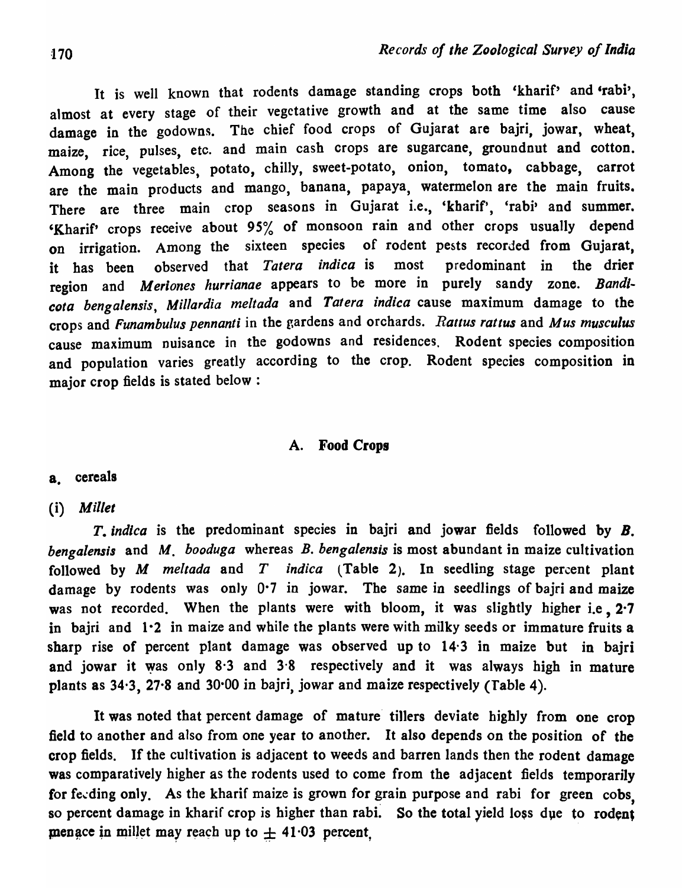It is well known that rodents damage standing crops both 'kharif' and 'rabi', almost at every stage of their vegetative growth and at the same time also cause damage in the godowns. The chief food crops of Gujarat are bajri, jowar, wheat, maize, rice, pulses, etc. and main cash crops are sugarcane, groundnut and cotton. Among the vegetables, potato, chilly, sweet-potato, onion, tomato, cabbage, carrot are the main products and mango, banana, papaya, watermelon are the main fruits. There are three main crop seasons in Gujarat i.e., 'kharif', 'rabi' and summer. 'Kharif' crops receive about 95% of monsoon rain and other crops usually depend on irrigation. Among the sixteen species of rodent pests recorded from Gujarat, it has been observed that *Tatera indica* is most predominant in the drier region and *Meriones hurrianae* appears to be more in purely sandy zone. *Bandicota bengalensis*, *Millardia meltada* and *Tatera indica* cause maximum damage to the crops and *Funambulus pennanti* in the gardens and orchards. *Rattus rattus* and *Mus musculus* cause maximum nuisance in the godowns and residences. Rodent species composition and population varies greatly according to the crop. Rodent species composition in major crop fields is stated below :

## A. Food Crops

### a. cereals

#### (i) *Millet*

*T. indica* is the predominant species in bajri and jowar fields followed by *B. bengalensis* and *M. booduga* whereas *B. bengalensis* is most abundant in maize cultivation followed by *M meltada* and *T indica* (Table 2). In seedling stage percent plant damage by rodents was only 0·7 in jowar. The same in seedlings of bajri and maize was not recorded. When the plants were with bloom, it was slightly higher i.e, 2·7 in bajri and 1·2 in maize and while the plants were with milky seeds or immature fruits a sharp rise of percent plant damage was observed up to 14·3 in maize but in bajri and jowar it was only 8·3 and 3·8 respectively and it was always high in mature plants as 34·3, 27·8 and 30·00 in bajri, jowar and maize respectively (Table 4).

It was noted that percent damage of mature tillers deviate highly from one crop field to another and also from one year to another. It also depends on the position of the crop fields. If the cultivation is adjacent to weeds and barren lands then the rodent damage was comparatively higher as the rodents used to come from the adjacent fields temporarily for feeding only. As the kharif maize is grown for grain purpose and rabi for green cobs, so percent damage in kharif crop is higher than rabi. So the total yield loss due to rodent menace in millet may reach up to ± 41·03 percent,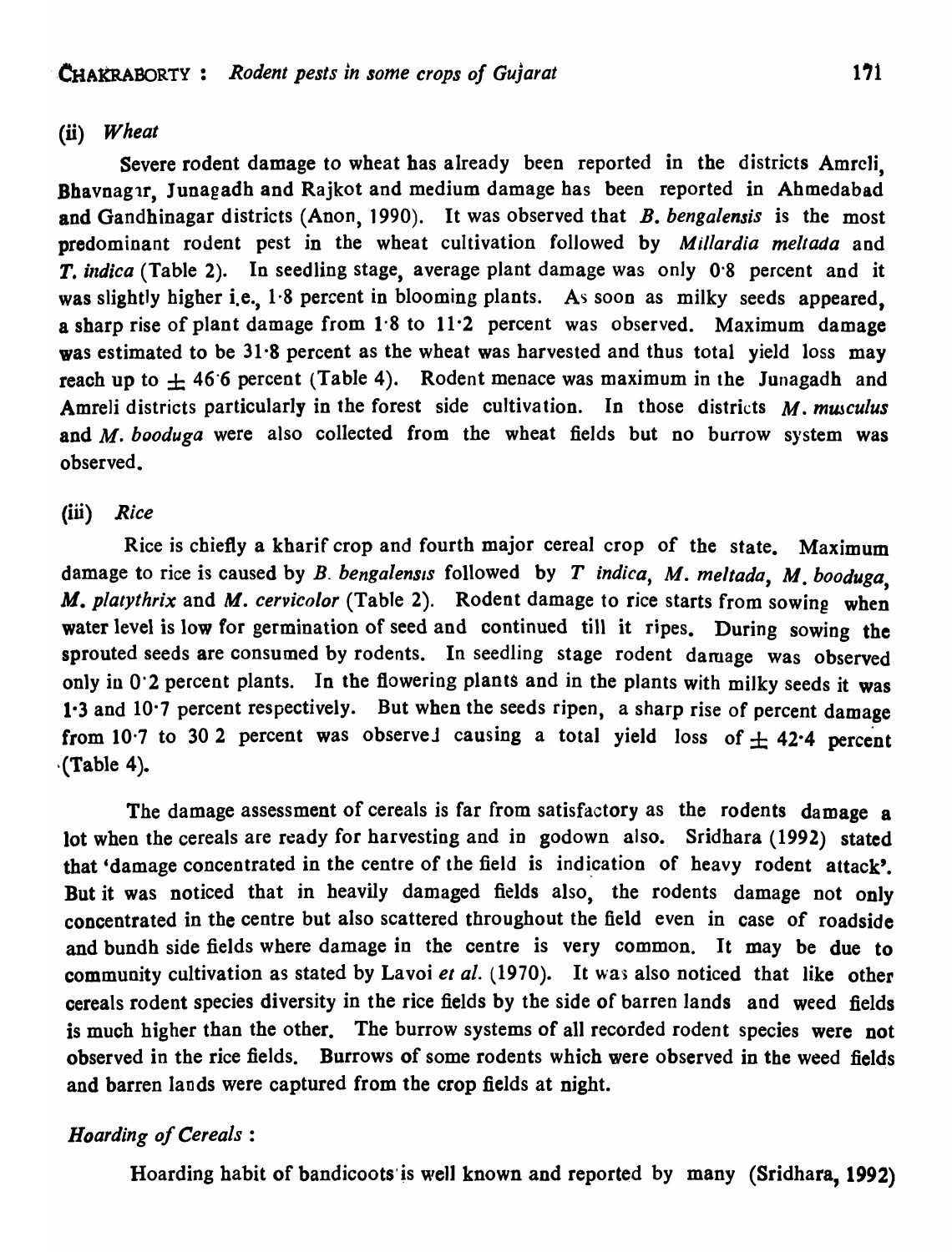### (ii) *Wheat*

Severe rodent damage to wheat has already been reported in the districts Amreli, Bhavnagar, Junagadh and Rajkot and medium damage has been reported in Ahmedabad and Gandhinagar districts (Anon, 1990). It was observed that *B. bengalensis* is the most predominant rodent pest in the wheat cultivation followed by *Millardia meltada* and *T. indica* (Table 2). In seedling stage, average plant damage was only 0·8 percent and it was slightly higher i.e., 1·8 percent in blooming plants. As soon as milky seeds appeared, a sharp rise of plant damage from 1·8 to 11·2 percent was observed. Maximum damage was estimated to be 31·8 percent as the wheat was harvested and thus total yield loss may reach up to $\pm$ 46·6 percent (Table 4). Rodent menace was maximum in the Junagadh and Amreli districts particularly in the forest side cultivation. In those districts *M. musculus* and *M. booduga* were also collected from the wheat fields but no burrow system was observed.

### (iii) *Rice*

Rice is chiefly a kharif crop and fourth major cereal crop of the state. Maximum damage to rice is caused by *B. bengalensis* followed by *T indica*, *M. meltada*, *M. booduga*, *M. platythrix* and *M. cervicolor* (Table 2). Rodent damage to rice starts from sowing when water level is low for germination of seed and continued till it ripes. During sowing the sprouted seeds are consumed by rodents. In seedling stage rodent damage was observed only in 0·2 percent plants. In the flowering plants and in the plants with milky seeds it was 1·3 and 10·7 percent respectively. But when the seeds ripen, a sharp rise of percent damage from 10·7 to 30·2 percent was observed causing a total yield loss of $\pm$ 42·4 percent (Table 4).

The damage assessment of cereals is far from satisfactory as the rodents damage a lot when the cereals are ready for harvesting and in godown also. Sridhara (1992) stated that 'damage concentrated in the centre of the field is indication of heavy rodent attack'. But it was noticed that in heavily damaged fields also, the rodents damage not only concentrated in the centre but also scattered throughout the field even in case of roadside and bundh side fields where damage in the centre is very common. It may be due to community cultivation as stated by Lavoi *et al.* (1970). It was also noticed that like other cereals rodent species diversity in the rice fields by the side of barren lands and weed fields is much higher than the other. The burrow systems of all recorded rodent species were not observed in the rice fields. Burrows of some rodents which were observed in the weed fields and barren lands were captured from the crop fields at night.

#### *Hoarding of Cereals* :

Hoarding habit of bandicoots is well known and reported by many (Sridhara, 1992)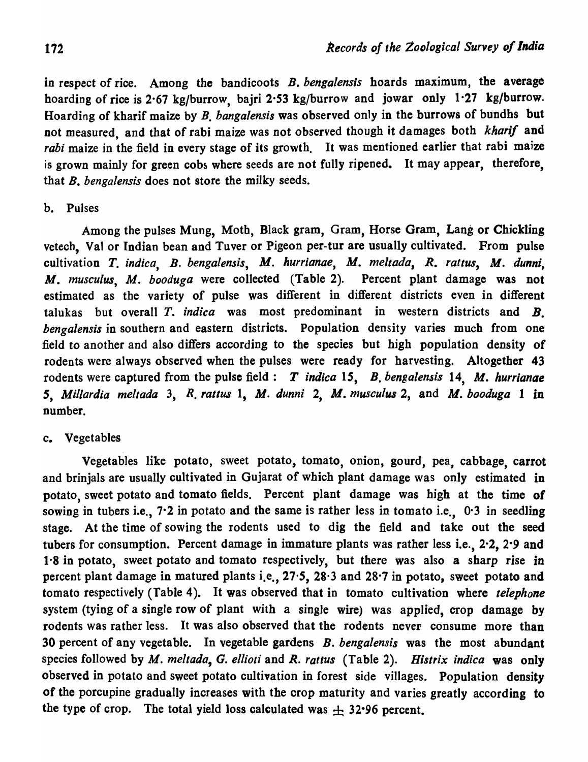in respect of rice. Among the bandicoots *B. bengalensis* hoards maximum, the average hoarding of rice is 2·67 kg/burrow, bajri 2·53 kg/burrow and jowar only 1·27 kg/burrow. Hoarding of kharif maize by *B. bangalensis* was observed only in the burrows of bundhs but not measured, and that of rabi maize was not observed though it damages both *kharif* and *rabi* maize in the field in every stage of its growth. It was mentioned earlier that rabi maize is grown mainly for green cobs where seeds are not fully ripened. It may appear, therefore, that *B. bengalensis* does not store the milky seeds.

b. Pulses

Among the pulses Mung, Moth, Black gram, Gram, Horse Gram, Lang or Chickling vetech, Val or Indian bean and Tuver or Pigeon per-tur are usually cultivated. From pulse cultivation *T. indica*, *B. bengalensis*, *M. hurrianae*, *M. meltada*, *R. rattus*, *M. dunni*, *M. musculus*, *M. booduga* were collected (Table 2). Percent plant damage was not estimated as the variety of pulse was different in different districts even in different talukas but overall *T. indica* was most predominant in western districts and *B. bengalensis* in southern and eastern districts. Population density varies much from one field to another and also differs according to the species but high population density of rodents were always observed when the pulses were ready for harvesting. Altogether 43 rodents were captured from the pulse field : *T indica* 15, *B. bengalensis* 14, *M. hurrianae* 5, *Millardia meltada* 3, *R. rattus* 1, *M. dunni* 2, *M. musculus* 2, and *M. booduga* 1 in number.

c. Vegetables

Vegetables like potato, sweet potato, tomato, onion, gourd, pea, cabbage, carrot and brinjals are usually cultivated in Gujarat of which plant damage was only estimated in potato, sweet potato and tomato fields. Percent plant damage was high at the time of sowing in tubers i.e., 7·2 in potato and the same is rather less in tomato i.e., 0·3 in seedling stage. At the time of sowing the rodents used to dig the field and take out the seed tubers for consumption. Percent damage in immature plants was rather less i.e., 2·2, 2·9 and 1·8 in potato, sweet potato and tomato respectively, but there was also a sharp rise in percent plant damage in matured plants i.e., 27·5, 28·3 and 28·7 in potato, sweet potato and tomato respectively (Table 4). It was observed that in tomato cultivation where *telephone* system (tying of a single row of plant with a single wire) was applied, crop damage by rodents was rather less. It was also observed that the rodents never consume more than 30 percent of any vegetable. In vegetable gardens *B. bengalensis* was the most abundant species followed by *M. meltada*, *G. ellioti* and *R. rattus* (Table 2). *Histrix indica* was only observed in potato and sweet potato cultivation in forest side villages. Population density of the porcupine gradually increases with the crop maturity and varies greatly according to the type of crop. The total yield loss calculated was $\pm$ 32·96 percent.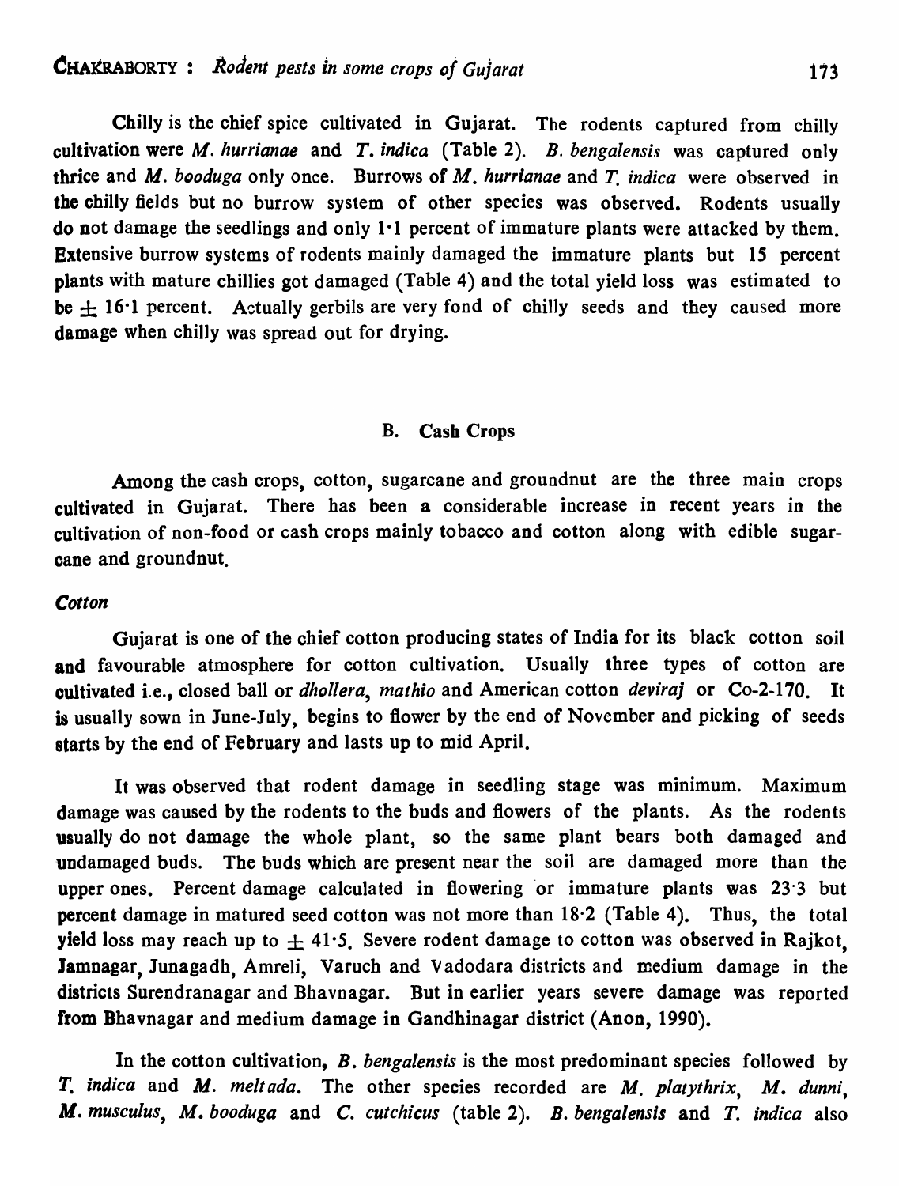Chilly is the chief spice cultivated in Gujarat. The rodents captured from chilly cultivation were *M. hurrianae* and *T. indica* (Table 2). *B. bengalensis* was captured only thrice and *M. booduga* only once. Burrows of *M. hurrianae* and *T. indica* were observed in the chilly fields but no burrow system of other species was observed. Rodents usually do not damage the seedlings and only 1·1 percent of immature plants were attacked by them. Extensive burrow systems of rodents mainly damaged the immature plants but 15 percent plants with mature chillies got damaged (Table 4) and the total yield loss was estimated to be $\pm$ 16·1 percent. Actually gerbils are very fond of chilly seeds and they caused more damage when chilly was spread out for drying.

## B. Cash Crops

Among the cash crops, cotton, sugarcane and groundnut are the three main crops cultivated in Gujarat. There has been a considerable increase in recent years in the cultivation of non-food or cash crops mainly tobacco and cotton along with edible sugarcane and groundnut.

### *Cotton*

Gujarat is one of the chief cotton producing states of India for its black cotton soil and favourable atmosphere for cotton cultivation. Usually three types of cotton are cultivated i.e., closed ball or *dhollera*, *mathio* and American cotton *deviraj* or Co-2-170. It is usually sown in June-July, begins to flower by the end of November and picking of seeds starts by the end of February and lasts up to mid April.

It was observed that rodent damage in seedling stage was minimum. Maximum damage was caused by the rodents to the buds and flowers of the plants. As the rodents usually do not damage the whole plant, so the same plant bears both damaged and undamaged buds. The buds which are present near the soil are damaged more than the upper ones. Percent damage calculated in flowering or immature plants was 23·3 but percent damage in matured seed cotton was not more than 18·2 (Table 4). Thus, the total yield loss may reach up to $\pm$ 41·5. Severe rodent damage to cotton was observed in Rajkot, Jamnagar, Junagadh, Amreli, Varuch and Vadodara districts and medium damage in the districts Surendranagar and Bhavnagar. But in earlier years severe damage was reported from Bhavnagar and medium damage in Gandhinagar district (Anon, 1990).

In the cotton cultivation, *B. bengalensis* is the most predominant species followed by *T. indica* and *M. meltada*. The other species recorded are *M. platythrix*, *M. dunni*, *M. musculus*, *M. booduga* and *C. cutchicus* (table 2). *B. bengalensis* and *T. indica* also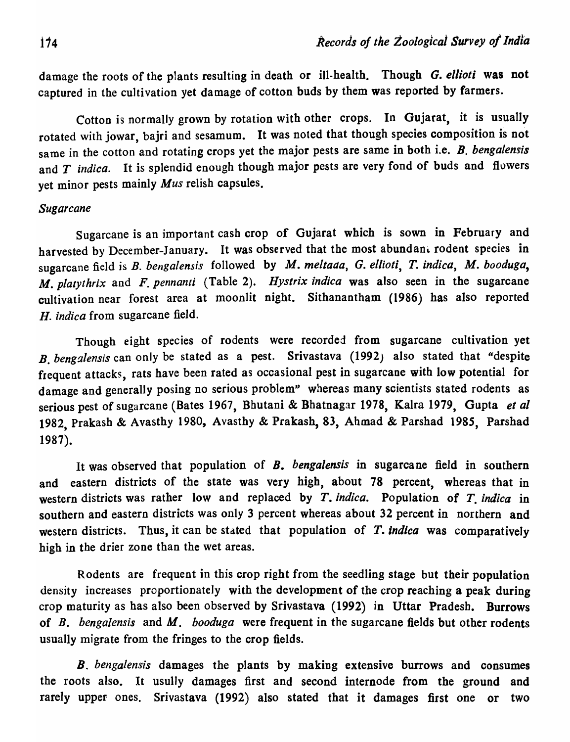damage the roots of the plants resulting in death or ill-health. Though *G. ellioti* was not captured in the cultivation yet damage of cotton buds by them was reported by farmers.

Cotton is normally grown by rotation with other crops. In Gujarat, it is usually rotated with jowar, bajri and sesamum. It was noted that though species composition is not same in the cotton and rotating crops yet the major pests are same in both i.e. *B. bengalensis* and *T indica*. It is splendid enough though major pests are very fond of buds and flowers yet minor pests mainly *Mus* relish capsules.

*Sugarcane*

Sugarcane is an important cash crop of Gujarat which is sown in February and harvested by December-January. It was observed that the most abundant rodent species in sugarcane field is *B. bengalensis* followed by *M. meltada*, *G. ellioti*, *T. indica*, *M. booduga*, *M. platythrix* and *F. pennanti* (Table 2). *Hystrix indica* was also seen in the sugarcane cultivation near forest area at moonlit night. Sithanantham (1986) has also reported *H. indica* from sugarcane field.

Though eight species of rodents were recorded from sugarcane cultivation yet *B. bengalensis* can only be stated as a pest. Srivastava (1992) also stated that "despite frequent attacks, rats have been rated as occasional pest in sugarcane with low potential for damage and generally posing no serious problem" whereas many scientists stated rodents as serious pest of sugarcane (Bates 1967, Bhutani & Bhatnagar 1978, Kalra 1979, Gupta *et al* 1982, Prakash & Avasthy 1980, Avasthy & Prakash, 83, Ahmad & Parshad 1985, Parshad 1987).

It was observed that population of *B. bengalensis* in sugarcane field in southern and eastern districts of the state was very high, about 78 percent, whereas that in western districts was rather low and replaced by *T. indica*. Population of *T. indica* in southern and eastern districts was only 3 percent whereas about 32 percent in northern and western districts. Thus, it can be stated that population of *T. indica* was comparatively high in the drier zone than the wet areas.

Rodents are frequent in this crop right from the seedling stage but their population density increases proportionately with the development of the crop reaching a peak during crop maturity as has also been observed by Srivastava (1992) in Uttar Pradesh. Burrows of *B. bengalensis* and *M. booduga* were frequent in the sugarcane fields but other rodents usually migrate from the fringes to the crop fields.

*B. bengalensis* damages the plants by making extensive burrows and consumes the roots also. It usully damages first and second internode from the ground and rarely upper ones. Srivastava (1992) also stated that it damages first one or two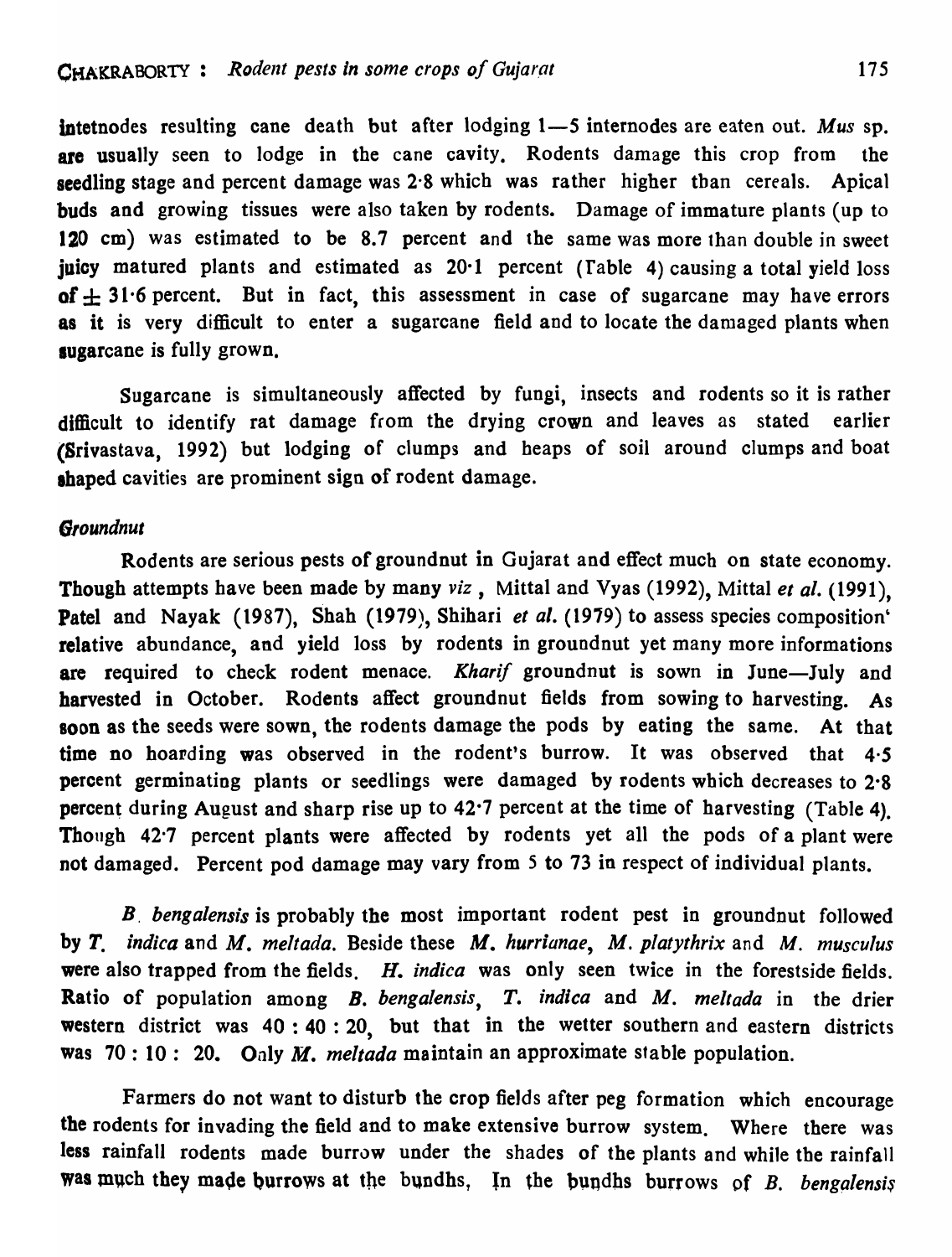intetnodes resulting cane death but after lodging 1—5 internodes are eaten out. *Mus* sp. are usually seen to lodge in the cane cavity. Rodents damage this crop from the seedling stage and percent damage was 2·8 which was rather higher than cereals. Apical buds and growing tissues were also taken by rodents. Damage of immature plants (up to 120 cm) was estimated to be 8.7 percent and the same was more than double in sweet juicy matured plants and estimated as 20·1 percent (Table 4) causing a total yield loss of $\pm$ 31·6 percent. But in fact, this assessment in case of sugarcane may have errors as it is very difficult to enter a sugarcane field and to locate the damaged plants when sugarcane is fully grown.

Sugarcane is simultaneously affected by fungi, insects and rodents so it is rather difficult to identify rat damage from the drying crown and leaves as stated earlier (Srivastava, 1992) but lodging of clumps and heaps of soil around clumps and boat shaped cavities are prominent sign of rodent damage.

### *Groundnut*

Rodents are serious pests of groundnut in Gujarat and effect much on state economy. Though attempts have been made by many *viz* , Mittal and Vyas (1992), Mittal *et al.* (1991), Patel and Nayak (1987), Shah (1979), Shihari *et al.* (1979) to assess species composition' relative abundance, and yield loss by rodents in groundnut yet many more informations are required to check rodent menace. *Kharif* groundnut is sown in June—July and harvested in October. Rodents affect groundnut fields from sowing to harvesting. As soon as the seeds were sown, the rodents damage the pods by eating the same. At that time no hoarding was observed in the rodent's burrow. It was observed that 4·5 percent germinating plants or seedlings were damaged by rodents which decreases to 2·8 percent during August and sharp rise up to 42·7 percent at the time of harvesting (Table 4). Though 42·7 percent plants were affected by rodents yet all the pods of a plant were not damaged. Percent pod damage may vary from 5 to 73 in respect of individual plants.

*B. bengalensis* is probably the most important rodent pest in groundnut followed by *T. indica* and *M. meltada*. Beside these *M. hurrianae*, *M. platythrix* and *M. musculus* were also trapped from the fields. *H. indica* was only seen twice in the forestside fields. Ratio of population among *B. bengalensis*, *T. indica* and *M. meltada* in the drier western district was 40 : 40 : 20, but that in the wetter southern and eastern districts was 70 : 10 : 20. Only *M. meltada* maintain an approximate stable population.

Farmers do not want to disturb the crop fields after peg formation which encourage the rodents for invading the field and to make extensive burrow system. Where there was less rainfall rodents made burrow under the shades of the plants and while the rainfall was much they made burrows at the bundhs, In the bundhs burrows of *B. bengalensis*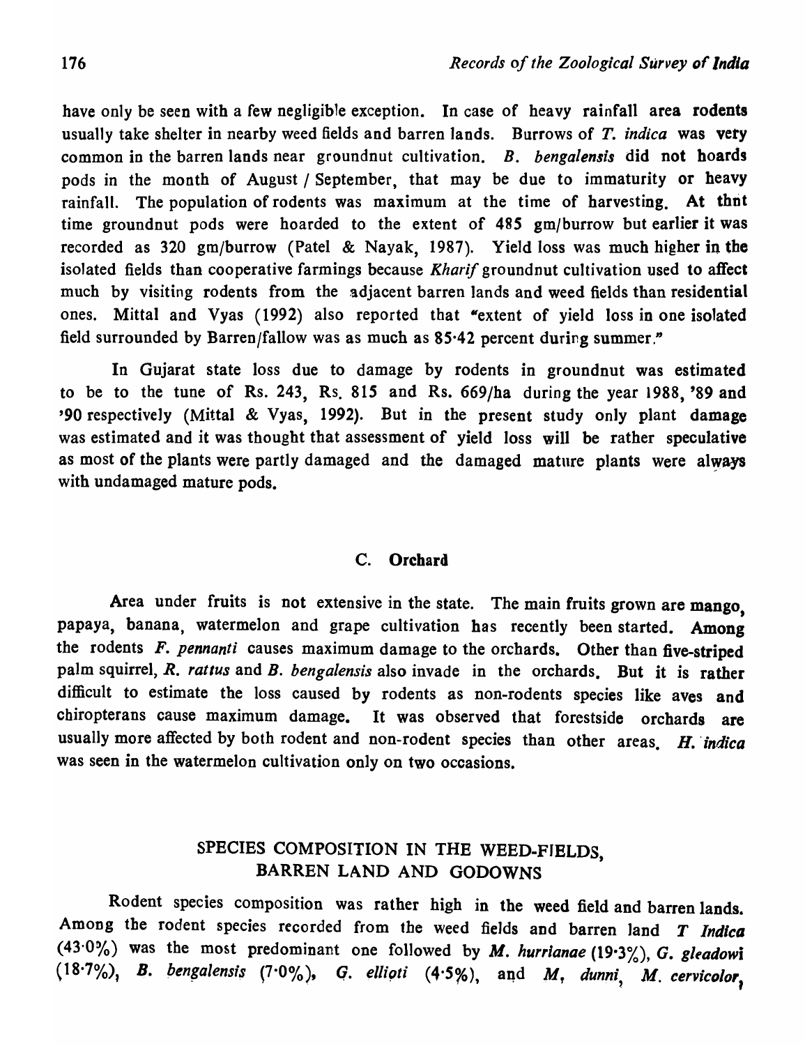have only be seen with a few negligible exception. In case of heavy rainfall area rodents usually take shelter in nearby weed fields and barren lands. Burrows of *T. indica* was very common in the barren lands near groundnut cultivation. *B. bengalensis* did not hoards pods in the month of August / September, that may be due to immaturity or heavy rainfall. The population of rodents was maximum at the time of harvesting. At thnt time groundnut pods were hoarded to the extent of 485 gm/burrow but earlier it was recorded as 320 gm/burrow (Patel & Nayak, 1987). Yield loss was much higher in the isolated fields than cooperative farmings because *Kharif* groundnut cultivation used to affect much by visiting rodents from the adjacent barren lands and weed fields than residential ones. Mittal and Vyas (1992) also reported that "extent of yield loss in one isolated field surrounded by Barren/fallow was as much as 85·42 percent during summer."

In Gujarat state loss due to damage by rodents in groundnut was estimated to be to the tune of Rs. 243, Rs. 815 and Rs. 669/ha during the year 1988, '89 and '90 respectively (Mittal & Vyas, 1992). But in the present study only plant damage was estimated and it was thought that assessment of yield loss will be rather speculative as most of the plants were partly damaged and the damaged mature plants were always with undamaged mature pods.

### C. Orchard

Area under fruits is not extensive in the state. The main fruits grown are mango, papaya, banana, watermelon and grape cultivation has recently been started. Among the rodents *F. pennanti* causes maximum damage to the orchards. Other than five-striped palm squirrel, *R. rattus* and *B. bengalensis* also invade in the orchards. But it is rather difficult to estimate the loss caused by rodents as non-rodents species like aves and chiropterans cause maximum damage. It was observed that forestside orchards are usually more affected by both rodent and non-rodent species than other areas. *H. indica* was seen in the watermelon cultivation only on two occasions.

## SPECIES COMPOSITION IN THE WEED-FIELDS, BARREN LAND AND GODOWNS

Rodent species composition was rather high in the weed field and barren lands. Among the rodent species recorded from the weed fields and barren land *T Indica* (43·0%) was the most predominant one followed by *M. hurrianae* (19·3%), *G. gleadowi* (18·7%), *B. bengalensis* (7·0%), *G. ellioti* (4·5%), and *M, dunni*, *M. cervicolor*,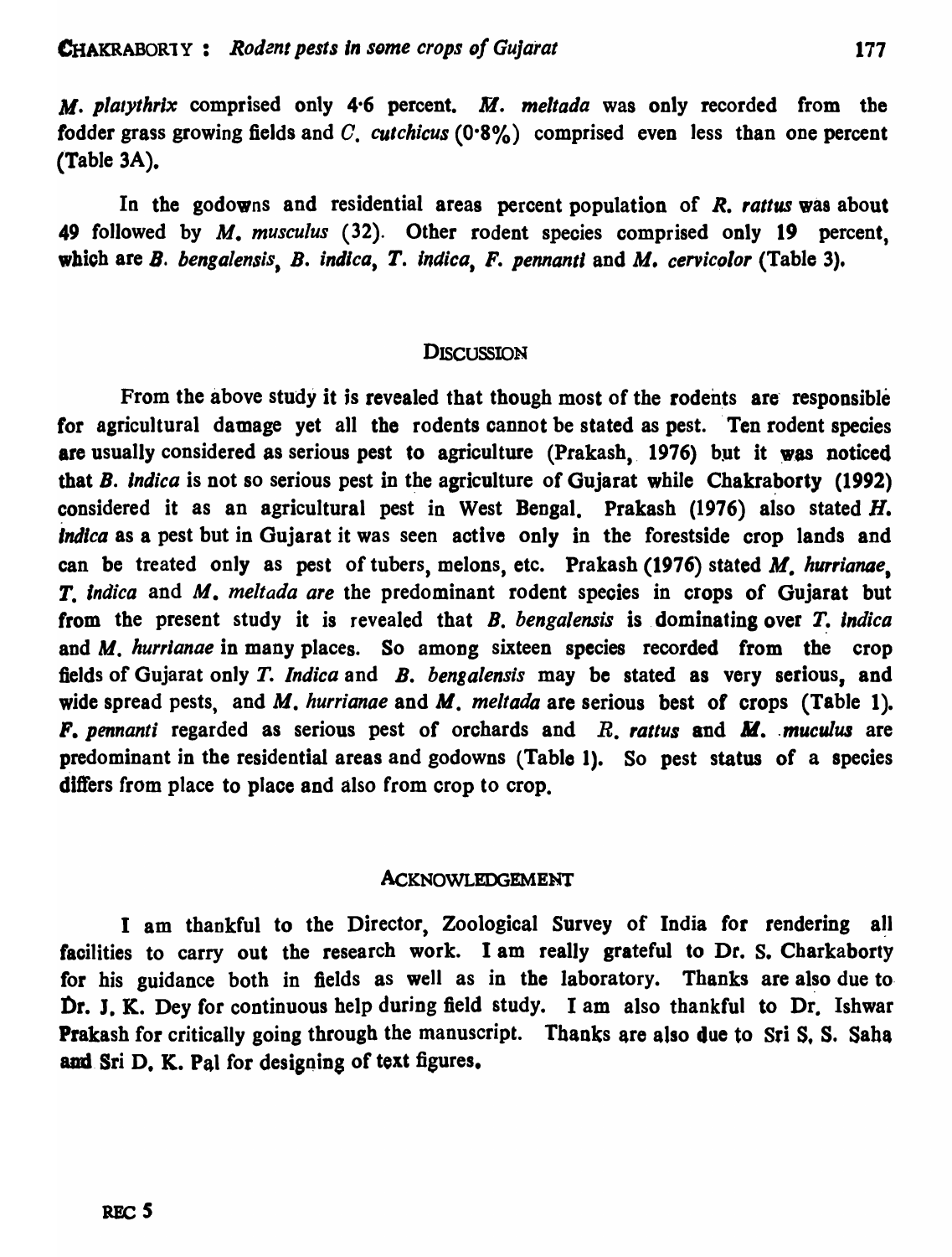*M. platythrix* comprised only 4·6 percent. *M. meltada* was only recorded from the fodder grass growing fields and *C. cutchicus* (0·8%) comprised even less than one percent (Table 3A).

In the godowns and residential areas percent population of *R. rattus* was about 49 followed by *M. musculus* (32). Other rodent species comprised only 19 percent, which are *B. bengalensis*, *B. indica*, *T. indica*, *F. pennanti* and *M. cervicolor* (Table 3).

## DISCUSSION

From the above study it is revealed that though most of the rodents are responsible for agricultural damage yet all the rodents cannot be stated as pest. Ten rodent species are usually considered as serious pest to agriculture (Prakash, 1976) but it was noticed that *B. indica* is not so serious pest in the agriculture of Gujarat while Chakraborty (1992) considered it as an agricultural pest in West Bengal. Prakash (1976) also stated *H. indica* as a pest but in Gujarat it was seen active only in the forestside crop lands and can be treated only as pest of tubers, melons, etc. Prakash (1976) stated *M. hurrianae*, *T. indica* and *M. meltada are* the predominant rodent species in crops of Gujarat but from the present study it is revealed that *B. bengalensis* is dominating over *T. indica* and *M. hurrianae* in many places. So among sixteen species recorded from the crop fields of Gujarat only *T. Indica* and *B. bengalensis* may be stated as very serious, and wide spread pests, and *M. hurrianae* and *M. meltada* are serious best of crops (Table 1). *F. pennanti* regarded as serious pest of orchards and *R. rattus* and *M. muculus* are predominant in the residential areas and godowns (Table 1). So pest status of a species differs from place to place and also from crop to crop.

## ACKNOWLEDGEMENT

I am thankful to the Director, Zoological Survey of India for rendering all facilities to carry out the research work. I am really grateful to Dr. S. Charkaborty for his guidance both in fields as well as in the laboratory. Thanks are also due to Dr. J. K. Dey for continuous help during field study. I am also thankful to Dr. Ishwar Prakash for critically going through the manuscript. Thanks are also due to Sri S. S. Saha and Sri D. K. Pal for designing of text figures.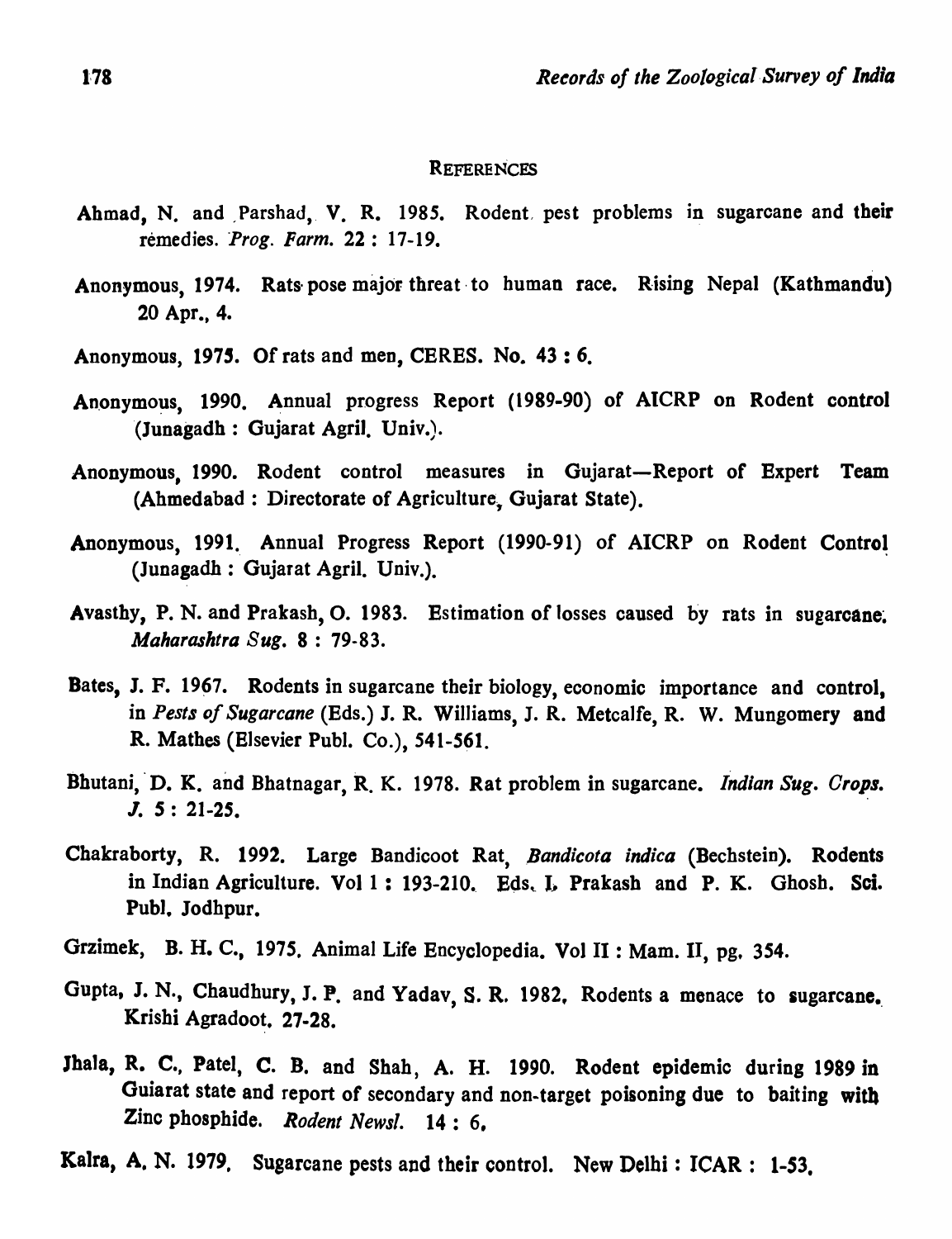## REFERENCES

Ahmad, N. and Parshad, V. R. 1985. Rodent pest problems in sugarcane and their remedies. *Prog. Farm.* 22 : 17-19.

Anonymous, 1974. Rats pose major threat to human race. Rising Nepal (Kathmandu) 20 Apr., 4.

Anonymous, 1975. Of rats and men, CERES. No. 43 : 6.

Anonymous, 1990. Annual progress Report (1989-90) of AICRP on Rodent control (Junagadh : Gujarat Agril. Univ.).

Anonymous, 1990. Rodent control measures in Gujarat—Report of Expert Team (Ahmedabad : Directorate of Agriculture, Gujarat State).

Anonymous, 1991. Annual Progress Report (1990-91) of AICRP on Rodent Control (Junagadh : Gujarat Agril. Univ.).

Avasthy, P. N. and Prakash, O. 1983. Estimation of losses caused by rats in sugarcane. *Maharashtra Sug.* 8 : 79-83.

Bates, J. F. 1967. Rodents in sugarcane their biology, economic importance and control, in *Pests of Sugarcane* (Eds.) J. R. Williams, J. R. Metcalfe, R. W. Mungomery and R. Mathes (Elsevier Publ. Co.), 541-561.

Bhutani, D. K. and Bhatnagar, R. K. 1978. Rat problem in sugarcane. *Indian Sug. Crops. J.* 5 : 21-25.

Chakraborty, R. 1992. Large Bandicoot Rat, *Bandicota indica* (Bechstein). Rodents in Indian Agriculture. Vol 1 : 193-210. Eds. I. Prakash and P. K. Ghosh. Sci. Publ. Jodhpur.

Grzimek, B. H. C., 1975. Animal Life Encyclopedia. Vol II : Mam. II, pg. 354.

Gupta, J. N., Chaudhury, J. P. and Yadav, S. R. 1982. Rodents a menace to sugarcane. Krishi Agradoot. 27-28.

Jhala, R. C., Patel, C. B. and Shah, A. H. 1990. Rodent epidemic during 1989 in Guiarat state and report of secondary and non-target poisoning due to baiting with Zinc phosphide. *Rodent Newsl.* 14 : 6.

Kalra, A. N. 1979. Sugarcane pests and their control. New Delhi : ICAR : 1-53.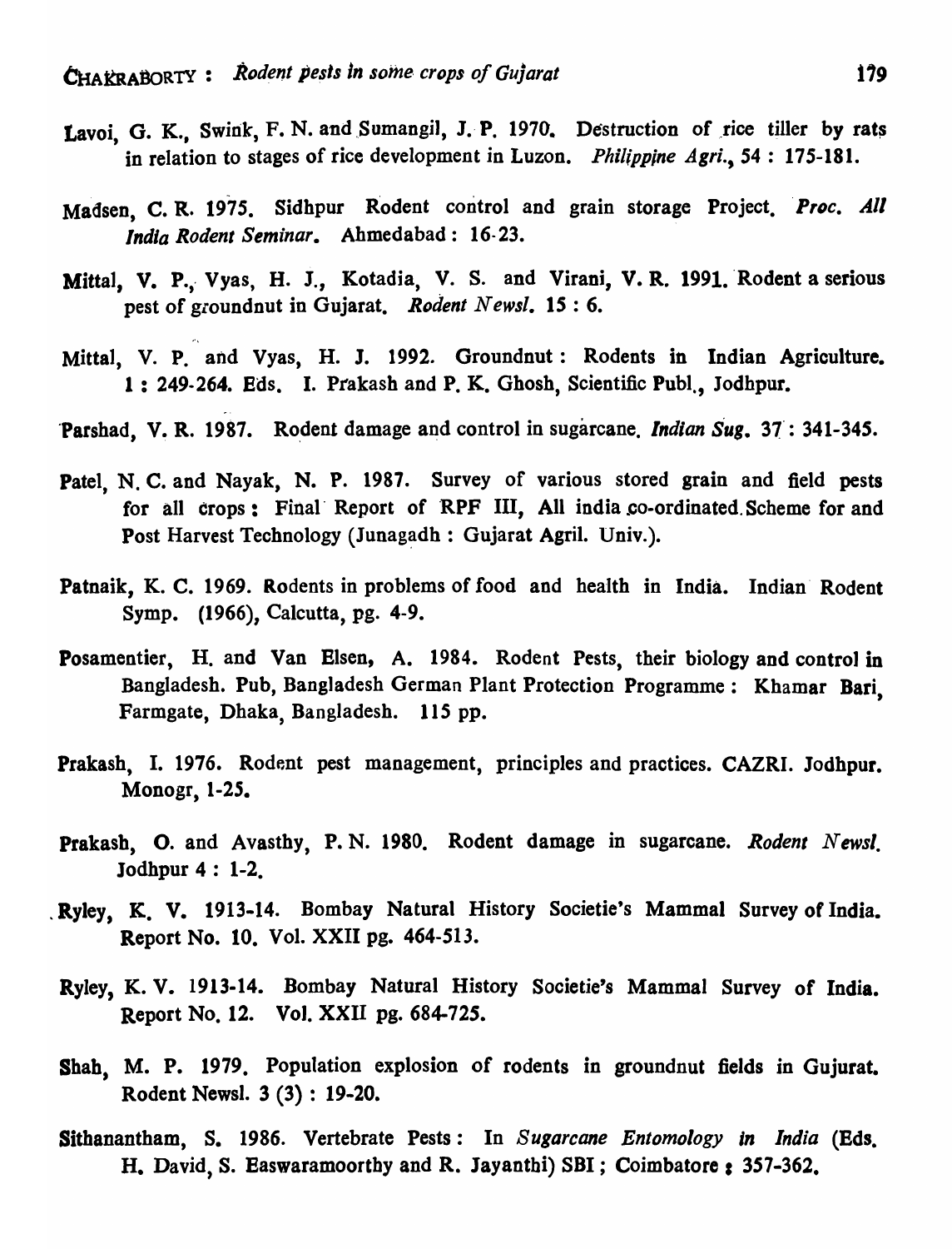Lavoi, G. K., Swink, F. N. and Sumangil, J. P. 1970. Destruction of rice tiller by rats in relation to stages of rice development in Luzon. *Philippine Agri.*, 54 : 175-181.

Madsen, C. R. 1975. Sidhpur Rodent control and grain storage Project. *Proc. All India Rodent Seminar*. Ahmedabad : 16-23.

Mittal, V. P., Vyas, H. J., Kotadia, V. S. and Virani, V. R. 1991. Rodent a serious pest of groundnut in Gujarat. *Rodent Newsl.* 15 : 6.

Mittal, V. P. and Vyas, H. J. 1992. Groundnut : Rodents in Indian Agriculture. 1 : 249-264. Eds. I. Prakash and P. K. Ghosh, Scientific Publ., Jodhpur.

Parshad, V. R. 1987. Rodent damage and control in sugarcane. *Indian Sug.* 37 : 341-345.

Patel, N. C. and Nayak, N. P. 1987. Survey of various stored grain and field pests for all crops : Final Report of RPF III, All india co-ordinated Scheme for and Post Harvest Technology (Junagadh : Gujarat Agril. Univ.).

Patnaik, K. C. 1969. Rodents in problems of food and health in India. Indian Rodent Symp. (1966), Calcutta, pg. 4-9.

Posamentier, H. and Van Elsen, A. 1984. Rodent Pests, their biology and control in Bangladesh. Pub, Bangladesh German Plant Protection Programme : Khamar Bari, Farmgate, Dhaka, Bangladesh. 115 pp.

Prakash, I. 1976. Rodent pest management, principles and practices. CAZRI. Jodhpur. Monogr, 1-25.

Prakash, O. and Avasthy, P. N. 1980. Rodent damage in sugarcane. *Rodent Newsl.* Jodhpur 4 : 1-2.

Ryley, K. V. 1913-14. Bombay Natural History Societie's Mammal Survey of India. Report No. 10. Vol. XXII pg. 464-513.

Ryley, K. V. 1913-14. Bombay Natural History Societie's Mammal Survey of India. Report No. 12. Vol. XXII pg. 684-725.

Shah, M. P. 1979. Population explosion of rodents in groundnut fields in Gujurat. Rodent Newsl. 3 (3) : 19-20.

Sithanantham, S. 1986. Vertebrate Pests : In *Sugarcane Entomology in India* (Eds. H. David, S. Easwaramoorthy and R. Jayanthi) SBI ; Coimbatore : 357-362.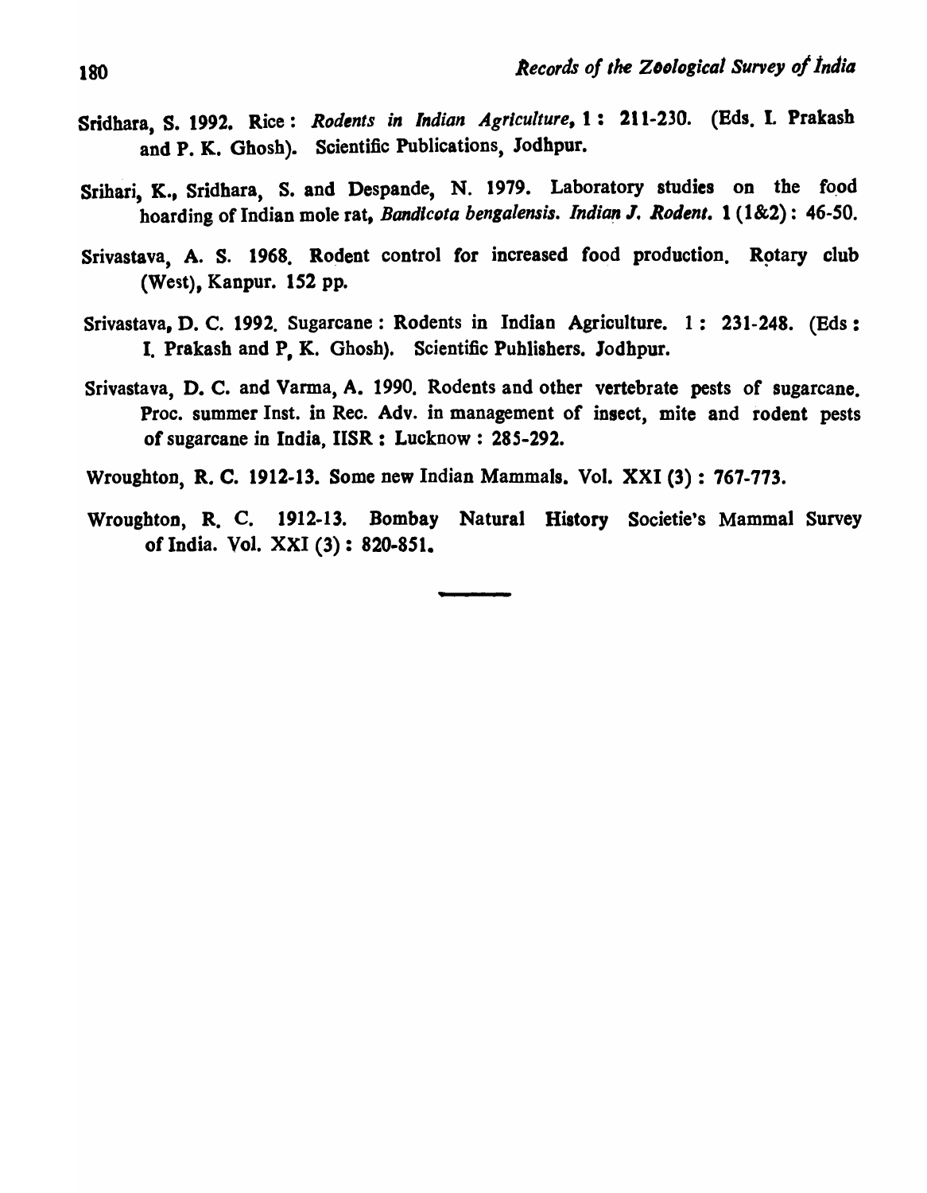Sridhara, S. 1992. Rice : *Rodents in Indian Agriculture*, **1** : 211-230. (Eds. I. Prakash and P. K. Ghosh). Scientific Publications, Jodhpur.

Srihari, K., Sridhara, S. and Despande, N. 1979. Laboratory studies on the food hoarding of Indian mole rat, *Bandicota bengalensis*. *Indian J. Rodent*. **1** (1&2) : 46-50.

Srivastava, A. S. 1968. Rodent control for increased food production. Rotary club (West), Kanpur. 152 pp.

Srivastava, D. C. 1992. Sugarcane : Rodents in Indian Agriculture. 1 : 231-248. (Eds : I. Prakash and P. K. Ghosh). Scientific Puhlishers. Jodhpur.

Srivastava, D. C. and Varma, A. 1990. Rodents and other vertebrate pests of sugarcane. Proc. summer Inst. in Rec. Adv. in management of insect, mite and rodent pests of sugarcane in India, IISR : Lucknow : 285-292.

Wroughton, R. C. 1912-13. Some new Indian Mammals. Vol. XXI (3) : 767-773.

Wroughton, R. C. 1912-13. Bombay Natural History Societie's Mammal Survey of India. Vol. XXI (3) : 820-851.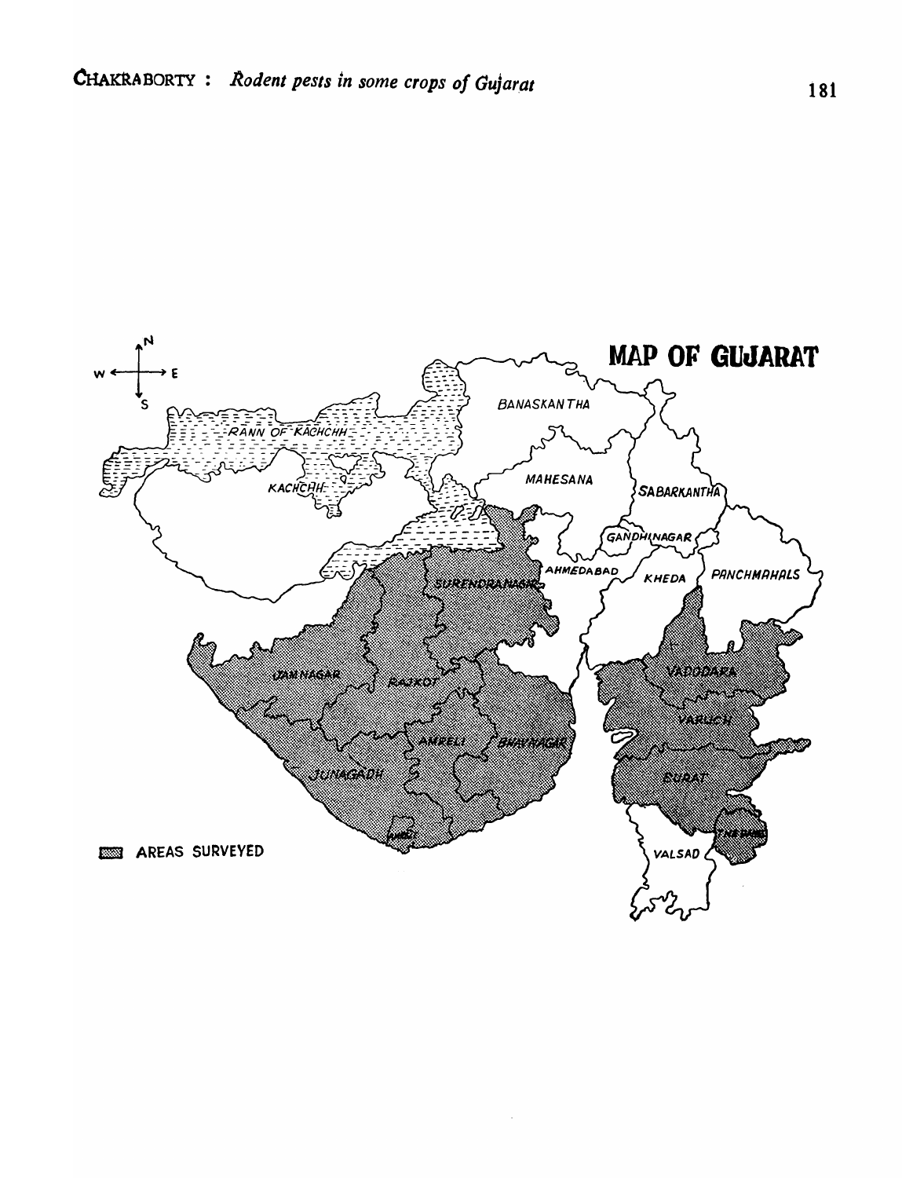MAP OF GUJARAT

N
S
E
W

RANN OF KACHCHH
KACHCHH
BANASKANTHA
MAHESANA
SABARKANTHA
GANDHINAGAR
AHMEDABAD
KHEDA
PANCHMAHALS
SURENDRANAGAR
JAMNAGAR
RAJKOT
AMRELI
BHAVNAGAR
JUNAGADH
DIU
VADODARA
VARUCH
SURAT
THE DANGS
VALSAD

AREAS SURVEYED